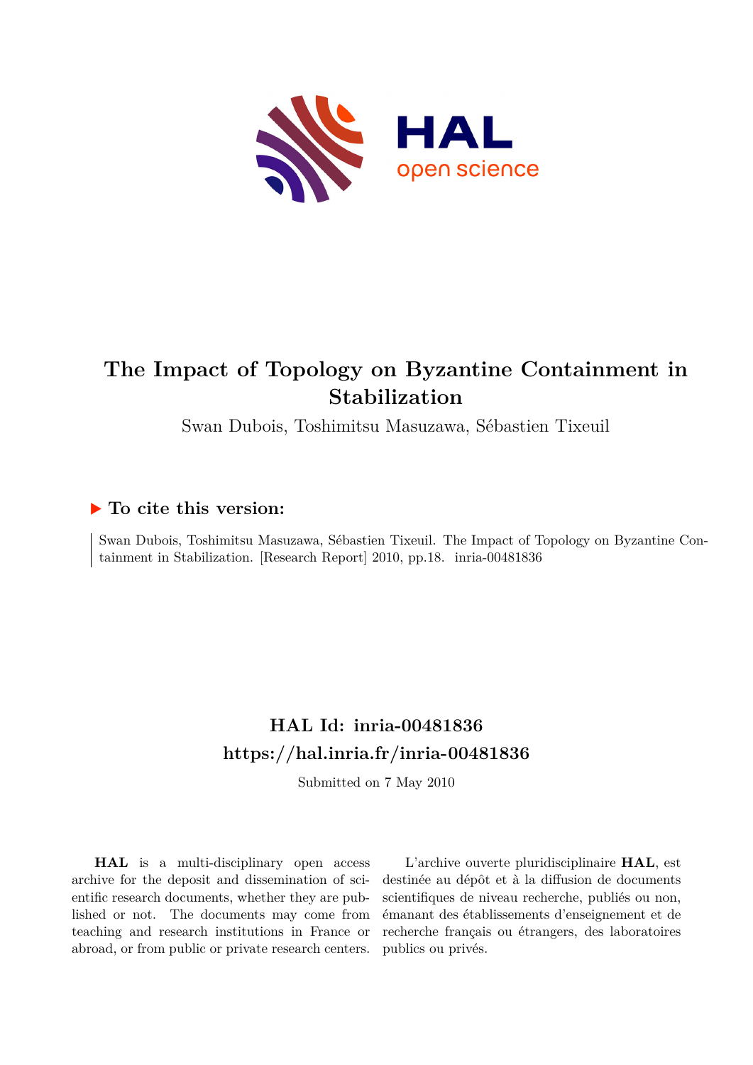# The Impact of Topology on Byzantine Containment in Stabilization

Swan Dubois, Toshimitsu Masuzawa, Sébastien Tixeuil

## ▶ To cite this version:

Swan Dubois, Toshimitsu Masuzawa, Sébastien Tixeuil. The Impact of Topology on Byzantine Containment in Stabilization. [Research Report] 2010, pp.18. inria-00481836

## HAL Id: inria-00481836

## https://hal.inria.fr/inria-00481836

Submitted on 7 May 2010

**HAL** is a multi-disciplinary open access archive for the deposit and dissemination of scientific research documents, whether they are published or not. The documents may come from teaching and research institutions in France or abroad, or from public or private research centers.

L'archive ouverte pluridisciplinaire **HAL**, est destinée au dépôt et à la diffusion de documents scientifiques de niveau recherche, publiés ou non, émanant des établissements d'enseignement et de recherche français ou étrangers, des laboratoires publics ou privés.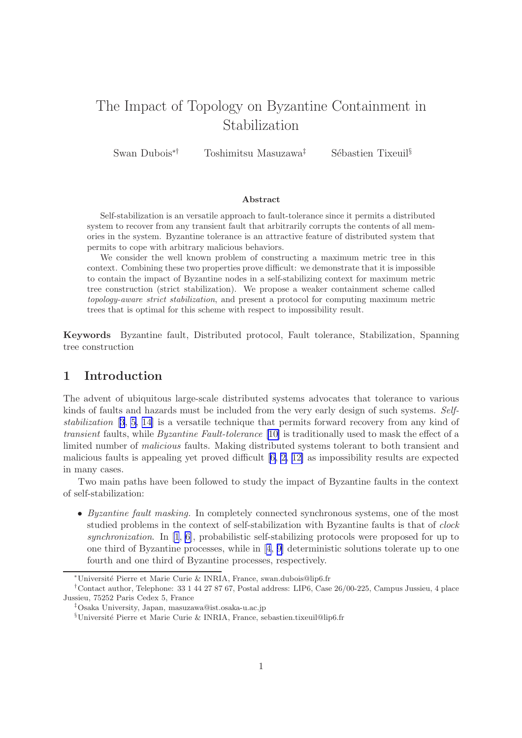# The Impact of Topology on Byzantine Containment in Stabilization

Swan Dubois[*,†] Toshimitsu Masuzawa[‡] Sébastien Tixeuil[§]

### Abstract

Self-stabilization is an versatile approach to fault-tolerance since it permits a distributed system to recover from any transient fault that arbitrarily corrupts the contents of all memories in the system. Byzantine tolerance is an attractive feature of distributed system that permits to cope with arbitrary malicious behaviors.

We consider the well known problem of constructing a maximum metric tree in this context. Combining these two properties prove difficult: we demonstrate that it is impossible to contain the impact of Byzantine nodes in a self-stabilizing context for maximum metric tree construction (strict stabilization). We propose a weaker containment scheme called *topology-aware strict stabilization*, and present a protocol for computing maximum metric trees that is optimal for this scheme with respect to impossibility result.

**Keywords** Byzantine fault, Distributed protocol, Fault tolerance, Stabilization, Spanning tree construction

## 1 Introduction

The advent of ubiquitous large-scale distributed systems advocates that tolerance to various kinds of faults and hazards must be included from the very early design of such systems. *Self-stabilization* [3, 5, 14] is a versatile technique that permits forward recovery from any kind of *transient* faults, while *Byzantine Fault-tolerance* [10] is traditionally used to mask the effect of a limited number of *malicious* faults. Making distributed systems tolerant to both transient and malicious faults is appealing yet proved difficult [6, 2, 12] as impossibility results are expected in many cases.

Two main paths have been followed to study the impact of Byzantine faults in the context of self-stabilization:

- *Byzantine fault masking.* In completely connected synchronous systems, one of the most studied problems in the context of self-stabilization with Byzantine faults is that of *clock synchronization*. In [1, 6], probabilistic self-stabilizing protocols were proposed for up to one third of Byzantine processes, while in [4, 9] deterministic solutions tolerate up to one fourth and one third of Byzantine processes, respectively.

[*]Université Pierre et Marie Curie & INRIA, France, swan.dubois@lip6.fr

[†]Contact author, Telephone: 33 1 44 27 87 67, Postal address: LIP6, Case 26/00-225, Campus Jussieu, 4 place Jussieu, 75252 Paris Cedex 5, France

[‡]Osaka University, Japan, masuzawa@ist.osaka-u.ac.jp

[§]Université Pierre et Marie Curie & INRIA, France, sebastien.tixeuil@lip6.fr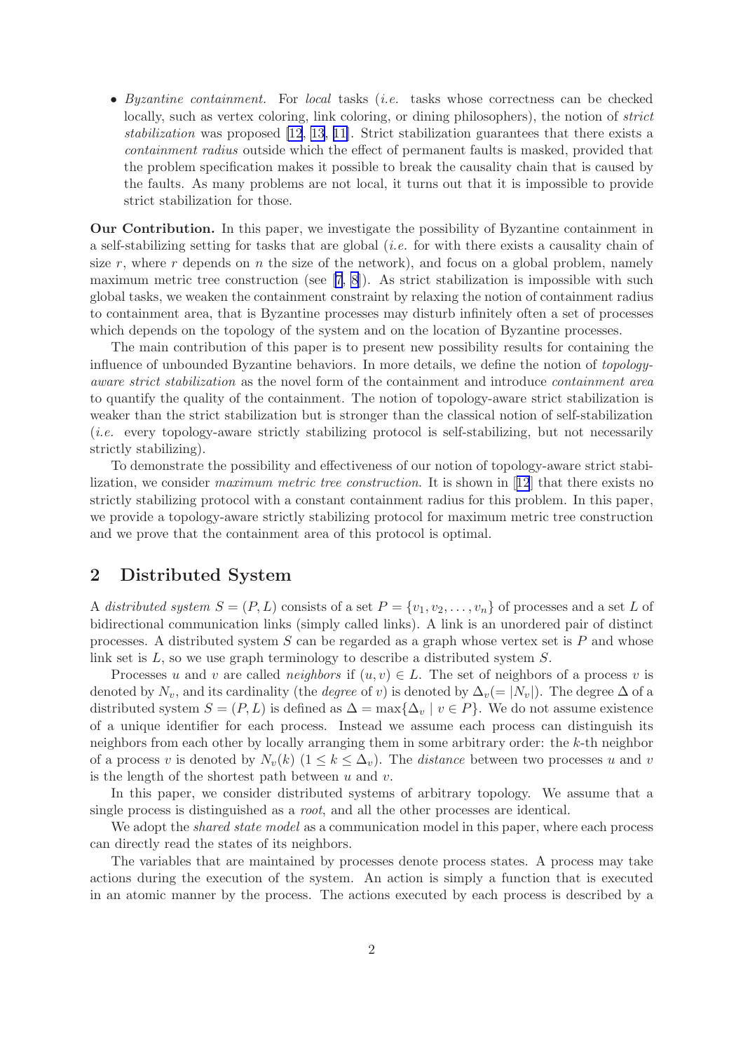- *Byzantine containment.* For *local* tasks (*i.e.* tasks whose correctness can be checked locally, such as vertex coloring, link coloring, or dining philosophers), the notion of *strict stabilization* was proposed [12, 13, 11]. Strict stabilization guarantees that there exists a *containment radius* outside which the effect of permanent faults is masked, provided that the problem specification makes it possible to break the causality chain that is caused by the faults. As many problems are not local, it turns out that it is impossible to provide strict stabilization for those.

**Our Contribution.** In this paper, we investigate the possibility of Byzantine containment in a self-stabilizing setting for tasks that are global (*i.e.* for with there exists a causality chain of size $r$, where $r$ depends on $n$ the size of the network), and focus on a global problem, namely maximum metric tree construction (see [7, 8]). As strict stabilization is impossible with such global tasks, we weaken the containment constraint by relaxing the notion of containment radius to containment area, that is Byzantine processes may disturb infinitely often a set of processes which depends on the topology of the system and on the location of Byzantine processes.

The main contribution of this paper is to present new possibility results for containing the influence of unbounded Byzantine behaviors. In more details, we define the notion of *topology-aware strict stabilization* as the novel form of the containment and introduce *containment area* to quantify the quality of the containment. The notion of topology-aware strict stabilization is weaker than the strict stabilization but is stronger than the classical notion of self-stabilization (*i.e.* every topology-aware strictly stabilizing protocol is self-stabilizing, but not necessarily strictly stabilizing).

To demonstrate the possibility and effectiveness of our notion of topology-aware strict stabilization, we consider *maximum metric tree construction*. It is shown in [12] that there exists no strictly stabilizing protocol with a constant containment radius for this problem. In this paper, we provide a topology-aware strictly stabilizing protocol for maximum metric tree construction and we prove that the containment area of this protocol is optimal.

## 2 Distributed System

A *distributed system* $S = (P, L)$ consists of a set $P = \{v_1, v_2, \dots, v_n\}$ of processes and a set $L$ of bidirectional communication links (simply called links). A link is an unordered pair of distinct processes. A distributed system $S$ can be regarded as a graph whose vertex set is $P$ and whose link set is $L$, so we use graph terminology to describe a distributed system $S$.

Processes $u$ and $v$ are called *neighbors* if $(u, v) \in L$. The set of neighbors of a process $v$ is denoted by $N_v$, and its cardinality (the *degree* of $v$) is denoted by $\Delta_v (= |N_v|)$. The degree $\Delta$ of a distributed system $S = (P, L)$ is defined as $\Delta = \max\{\Delta_v \mid v \in P\}$. We do not assume existence of a unique identifier for each process. Instead we assume each process can distinguish its neighbors from each other by locally arranging them in some arbitrary order: the $k$-th neighbor of a process $v$ is denoted by $N_v(k)$ $(1 \leq k \leq \Delta_v)$. The *distance* between two processes $u$ and $v$ is the length of the shortest path between $u$ and $v$.

In this paper, we consider distributed systems of arbitrary topology. We assume that a single process is distinguished as a *root*, and all the other processes are identical.

We adopt the *shared state model* as a communication model in this paper, where each process can directly read the states of its neighbors.

The variables that are maintained by processes denote process states. A process may take actions during the execution of the system. An action is simply a function that is executed in an atomic manner by the process. The actions executed by each process is described by a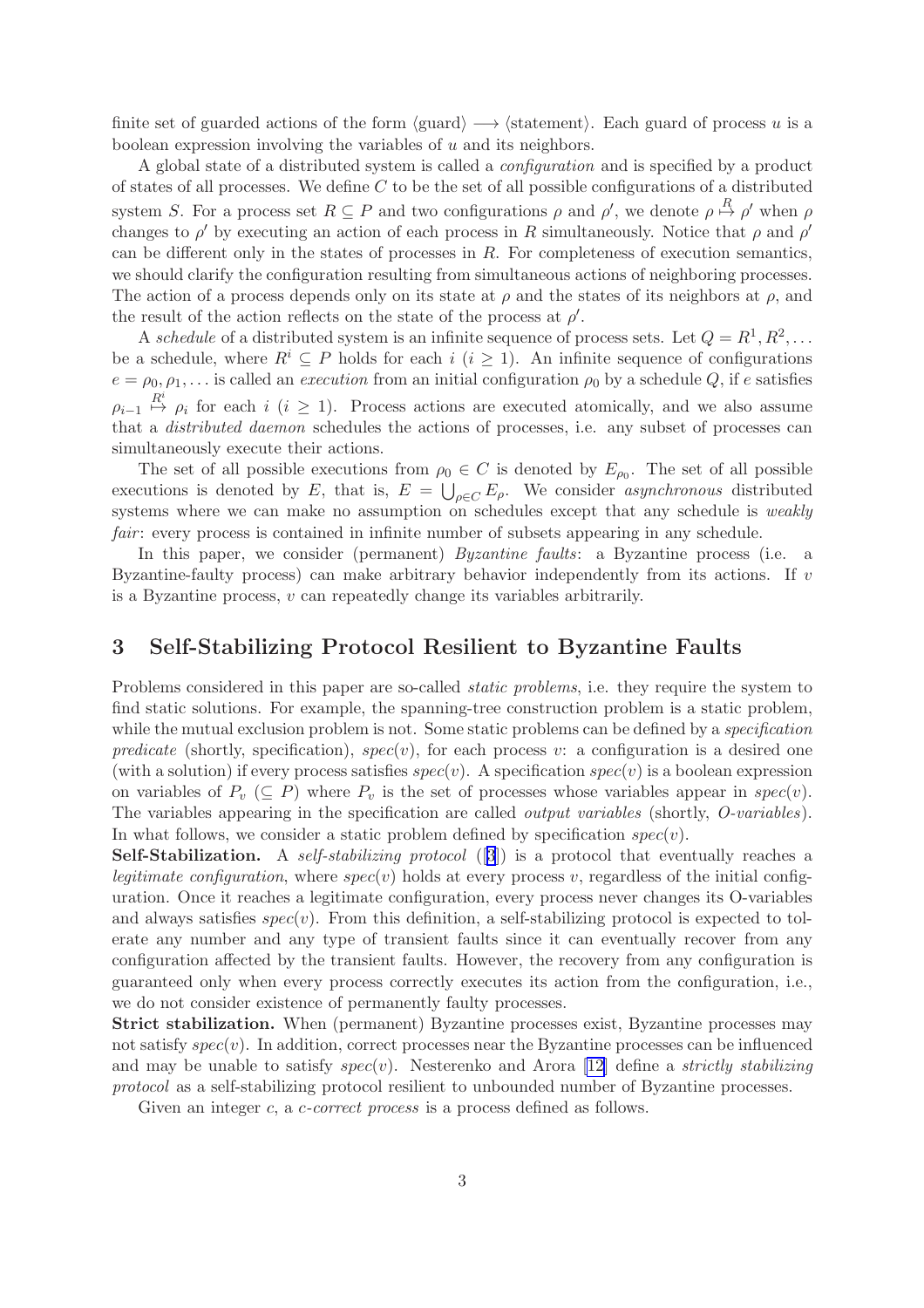finite set of guarded actions of the form $\langle$guard$\rangle \longrightarrow \langle$statement$\rangle$. Each guard of process $u$ is a boolean expression involving the variables of $u$ and its neighbors.

A global state of a distributed system is called a *configuration* and is specified by a product of states of all processes. We define $C$ to be the set of all possible configurations of a distributed system $S$. For a process set $R \subseteq P$ and two configurations $\rho$ and $\rho'$, we denote $\rho \overset{R}{\mapsto} \rho'$ when $\rho$ changes to $\rho'$ by executing an action of each process in $R$ simultaneously. Notice that $\rho$ and $\rho'$ can be different only in the states of processes in $R$. For completeness of execution semantics, we should clarify the configuration resulting from simultaneous actions of neighboring processes. The action of a process depends only on its state at $\rho$ and the states of its neighbors at $\rho$, and the result of the action reflects on the state of the process at $\rho'$.

A *schedule* of a distributed system is an infinite sequence of process sets. Let $Q = R^1, R^2, \ldots$ be a schedule, where $R^i \subseteq P$ holds for each $i$ ($i \geq 1$). An infinite sequence of configurations $e = \rho_0, \rho_1, \ldots$ is called an *execution* from an initial configuration $\rho_0$ by a schedule $Q$, if $e$ satisfies $\rho_{i-1} \overset{R^i}{\mapsto} \rho_i$ for each $i$ ($i \geq 1$). Process actions are executed atomically, and we also assume that a *distributed daemon* schedules the actions of processes, i.e. any subset of processes can simultaneously execute their actions.

The set of all possible executions from $\rho_0 \in C$ is denoted by $E_{\rho_0}$. The set of all possible executions is denoted by $E$, that is, $E = \bigcup_{\rho \in C} E_\rho$. We consider *asynchronous* distributed systems where we can make no assumption on schedules except that any schedule is *weakly fair*: every process is contained in infinite number of subsets appearing in any schedule.

In this paper, we consider (permanent) *Byzantine faults*: a Byzantine process (i.e. a Byzantine-faulty process) can make arbitrary behavior independently from its actions. If $v$ is a Byzantine process, $v$ can repeatedly change its variables arbitrarily.

# 3 Self-Stabilizing Protocol Resilient to Byzantine Faults

Problems considered in this paper are so-called *static problems*, i.e. they require the system to find static solutions. For example, the spanning-tree construction problem is a static problem, while the mutual exclusion problem is not. Some static problems can be defined by a *specification predicate* (shortly, specification), $spec(v)$, for each process $v$: a configuration is a desired one (with a solution) if every process satisfies $spec(v)$. A specification $spec(v)$ is a boolean expression on variables of $P_v$ ($\subseteq P$) where $P_v$ is the set of processes whose variables appear in $spec(v)$. The variables appearing in the specification are called *output variables* (shortly, *O-variables*). In what follows, we consider a static problem defined by specification $spec(v)$.

**Self-Stabilization.** A *self-stabilizing protocol* ([3]) is a protocol that eventually reaches a *legitimate configuration*, where $spec(v)$ holds at every process $v$, regardless of the initial configuration. Once it reaches a legitimate configuration, every process never changes its O-variables and always satisfies $spec(v)$. From this definition, a self-stabilizing protocol is expected to tolerate any number and any type of transient faults since it can eventually recover from any configuration affected by the transient faults. However, the recovery from any configuration is guaranteed only when every process correctly executes its action from the configuration, i.e., we do not consider existence of permanently faulty processes.

**Strict stabilization.** When (permanent) Byzantine processes exist, Byzantine processes may not satisfy $spec(v)$. In addition, correct processes near the Byzantine processes can be influenced and may be unable to satisfy $spec(v)$. Nesterenko and Arora [12] define a *strictly stabilizing protocol* as a self-stabilizing protocol resilient to unbounded number of Byzantine processes.

Given an integer $c$, a *c-correct process* is a process defined as follows.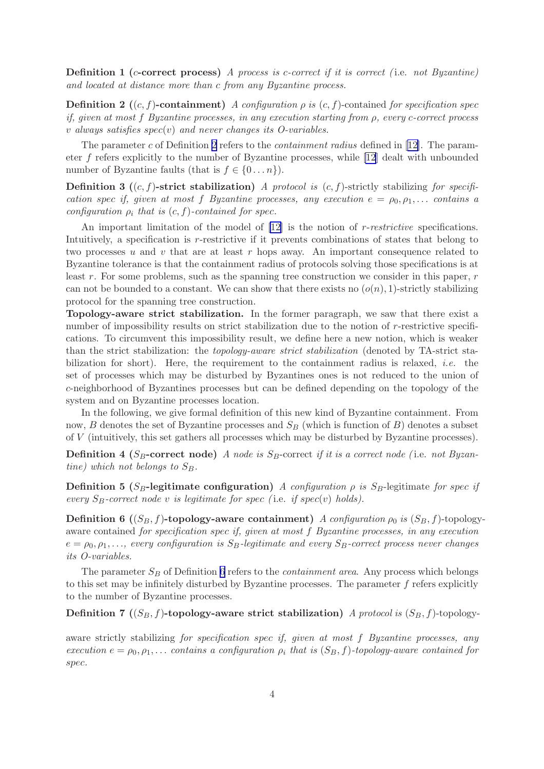**Definition 1 ($c$-correct process)** *A process is c-correct if it is correct (*i.e. *not Byzantine) and located at distance more than c from any Byzantine process.*

**Definition 2 ($(c, f)$-containment)** *A configuration $\rho$ is $(c, f)$-contained for specification spec if, given at most $f$ Byzantine processes, in any execution starting from $\rho$, every c-correct process $v$ always satisfies spec($v$) and never changes its O-variables.*

The parameter $c$ of Definition 2 refers to the *containment radius* defined in [12]. The parameter $f$ refers explicitly to the number of Byzantine processes, while [12] dealt with unbounded number of Byzantine faults (that is $f \in \{0 \dots n\}$).

**Definition 3 ($(c, f)$-strict stabilization)** *A protocol is $(c, f)$-strictly stabilizing for specification spec if, given at most $f$ Byzantine processes, any execution $e = \rho_0, \rho_1, \dots$ contains a configuration $\rho_i$ that is $(c, f)$-contained for spec.*

An important limitation of the model of [12] is the notion of *r-restrictive* specifications. Intuitively, a specification is $r$-restrictive if it prevents combinations of states that belong to two processes $u$ and $v$ that are at least $r$ hops away. An important consequence related to Byzantine tolerance is that the containment radius of protocols solving those specifications is at least $r$. For some problems, such as the spanning tree construction we consider in this paper, $r$ can not be bounded to a constant. We can show that there exists no $(o(n), 1)$-strictly stabilizing protocol for the spanning tree construction.

**Topology-aware strict stabilization.** In the former paragraph, we saw that there exist a number of impossibility results on strict stabilization due to the notion of $r$-restrictive specifications. To circumvent this impossibility result, we define here a new notion, which is weaker than the strict stabilization: the *topology-aware strict stabilization* (denoted by TA-strict stabilization for short). Here, the requirement to the containment radius is relaxed, *i.e.* the set of processes which may be disturbed by Byzantines ones is not reduced to the union of $c$-neighborhood of Byzantines processes but can be defined depending on the topology of the system and on Byzantine processes location.

In the following, we give formal definition of this new kind of Byzantine containment. From now, $B$ denotes the set of Byzantine processes and $S_B$ (which is function of $B$) denotes a subset of $V$ (intuitively, this set gathers all processes which may be disturbed by Byzantine processes).

**Definition 4 ($S_B$-correct node)** *A node is $S_B$-correct if it is a correct node (*i.e. *not Byzantine) which not belongs to $S_B$.*

**Definition 5 ($S_B$-legitimate configuration)** *A configuration $\rho$ is $S_B$-legitimate for spec if every $S_B$-correct node $v$ is legitimate for spec (*i.e. *if spec($v$) holds).*

**Definition 6 ($(S_B, f)$-topology-aware containment)** *A configuration $\rho_0$ is $(S_B, f)$-topology-aware contained for specification spec if, given at most $f$ Byzantine processes, in any execution $e = \rho_0, \rho_1, \dots$, every configuration is $S_B$-legitimate and every $S_B$-correct process never changes its O-variables.*

The parameter $S_B$ of Definition 6 refers to the *containment area*. Any process which belongs to this set may be infinitely disturbed by Byzantine processes. The parameter $f$ refers explicitly to the number of Byzantine processes.

**Definition 7 ($(S_B, f)$-topology-aware strict stabilization)** *A protocol is $(S_B, f)$-topology-aware strictly stabilizing for specification spec if, given at most $f$ Byzantine processes, any execution $e = \rho_0, \rho_1, \dots$ contains a configuration $\rho_i$ that is $(S_B, f)$-topology-aware contained for spec.*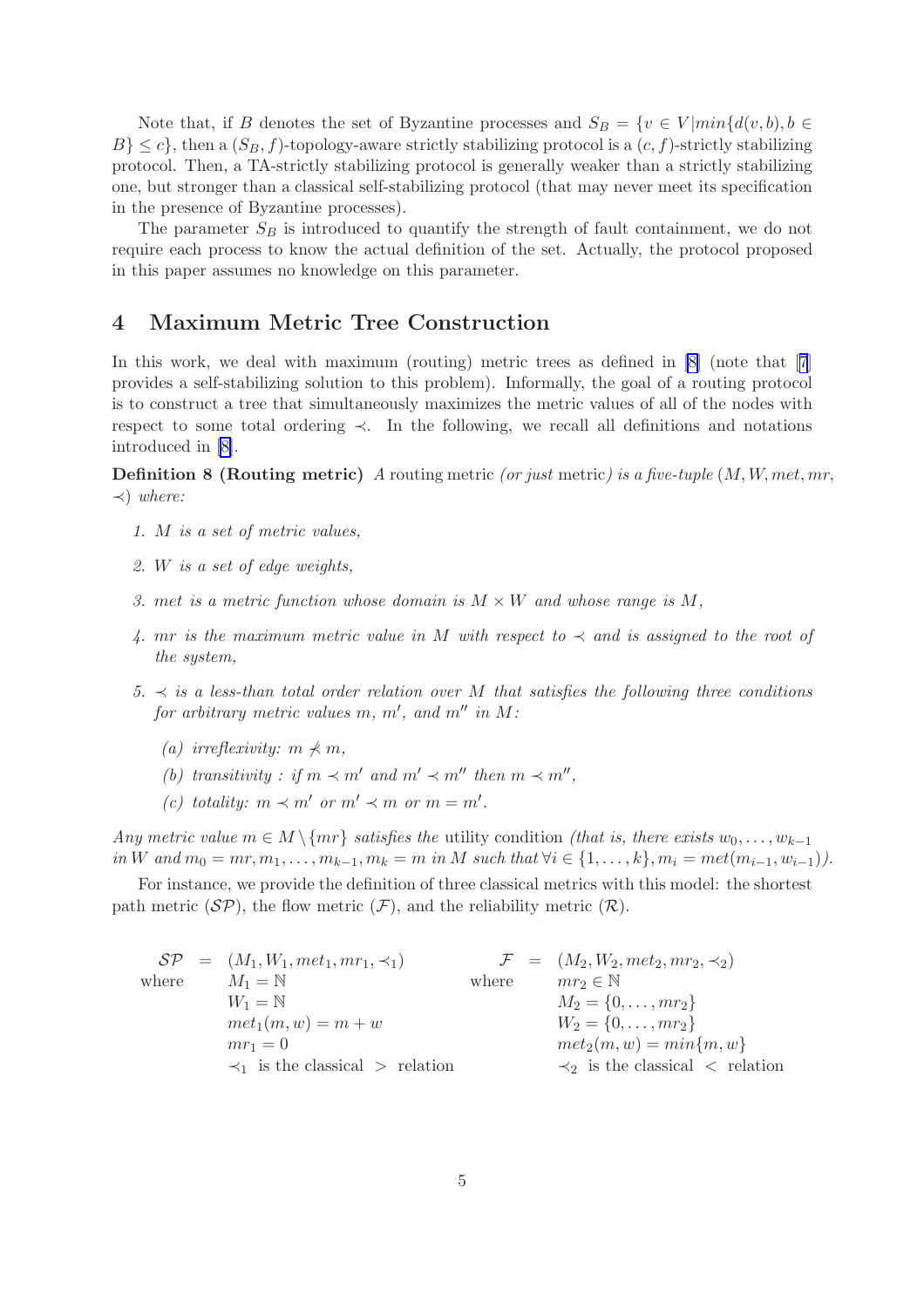Note that, if $B$ denotes the set of Byzantine processes and $S_B = \{v \in V | min\{d(v,b), b \in B\} \leq c\}$, then a $(S_B, f)$-topology-aware strictly stabilizing protocol is a $(c, f)$-strictly stabilizing protocol. Then, a TA-strictly stabilizing protocol is generally weaker than a strictly stabilizing one, but stronger than a classical self-stabilizing protocol (that may never meet its specification in the presence of Byzantine processes).

The parameter $S_B$ is introduced to quantify the strength of fault containment, we do not require each process to know the actual definition of the set. Actually, the protocol proposed in this paper assumes no knowledge on this parameter.

## 4 Maximum Metric Tree Construction

In this work, we deal with maximum (routing) metric trees as defined in [8] (note that [7] provides a self-stabilizing solution to this problem). Informally, the goal of a routing protocol is to construct a tree that simultaneously maximizes the metric values of all of the nodes with respect to some total ordering $\prec$. In the following, we recall all definitions and notations introduced in [8].

**Definition 8 (Routing metric)** *A* routing metric *(or just* metric*) is a five-tuple $(M, W, met, mr, \prec)$ where:*

1. *$M$ is a set of metric values,*
2. *$W$ is a set of edge weights,*
3. *$met$ is a metric function whose domain is $M \times W$ and whose range is $M$,*
4. *$mr$ is the maximum metric value in $M$ with respect to $\prec$ and is assigned to the root of the system,*
5. *$\prec$ is a less-than total order relation over $M$ that satisfies the following three conditions for arbitrary metric values $m$, $m'$, and $m''$ in $M$:*
   - (a) *irreflexivity: $m \not\prec m$,*
   - (b) *transitivity : if $m \prec m'$ and $m' \prec m''$ then $m \prec m''$,*
   - (c) *totality: $m \prec m'$ or $m' \prec m$ or $m = m'$.*

*Any metric value $m \in M \setminus \{mr\}$ satisfies the* utility condition *(that is, there exists $w_0, \ldots, w_{k-1}$ in $W$ and $m_0 = mr, m_1, \ldots, m_{k-1}, m_k = m$ in $M$ such that $\forall i \in \{1, \ldots, k\}, m_i = met(m_{i-1}, w_{i-1})$).*

For instance, we provide the definition of three classical metrics with this model: the shortest path metric ($\mathcal{SP}$), the flow metric ($\mathcal{F}$), and the reliability metric ($\mathcal{R}$).

$$
\begin{array}{lll}
\mathcal{SP} & = & (M_1, W_1, met_1, mr_1, \prec_1) \\
\text{where} & & M_1 = \mathbb{N} \\
& & W_1 = \mathbb{N} \\
& & met_1(m, w) = m + w \\
& & mr_1 = 0 \\
& & \prec_1 \text{ is the classical } > \text{ relation}
\end{array}
\qquad
\begin{array}{lll}
\mathcal{F} & = & (M_2, W_2, met_2, mr_2, \prec_2) \\
\text{where} & & mr_2 \in \mathbb{N} \\
& & M_2 = \{0, \ldots, mr_2\} \\
& & W_2 = \{0, \ldots, mr_2\} \\
& & met_2(m, w) = min\{m, w\} \\
& & \prec_2 \text{ is the classical } < \text{ relation}
\end{array}
$$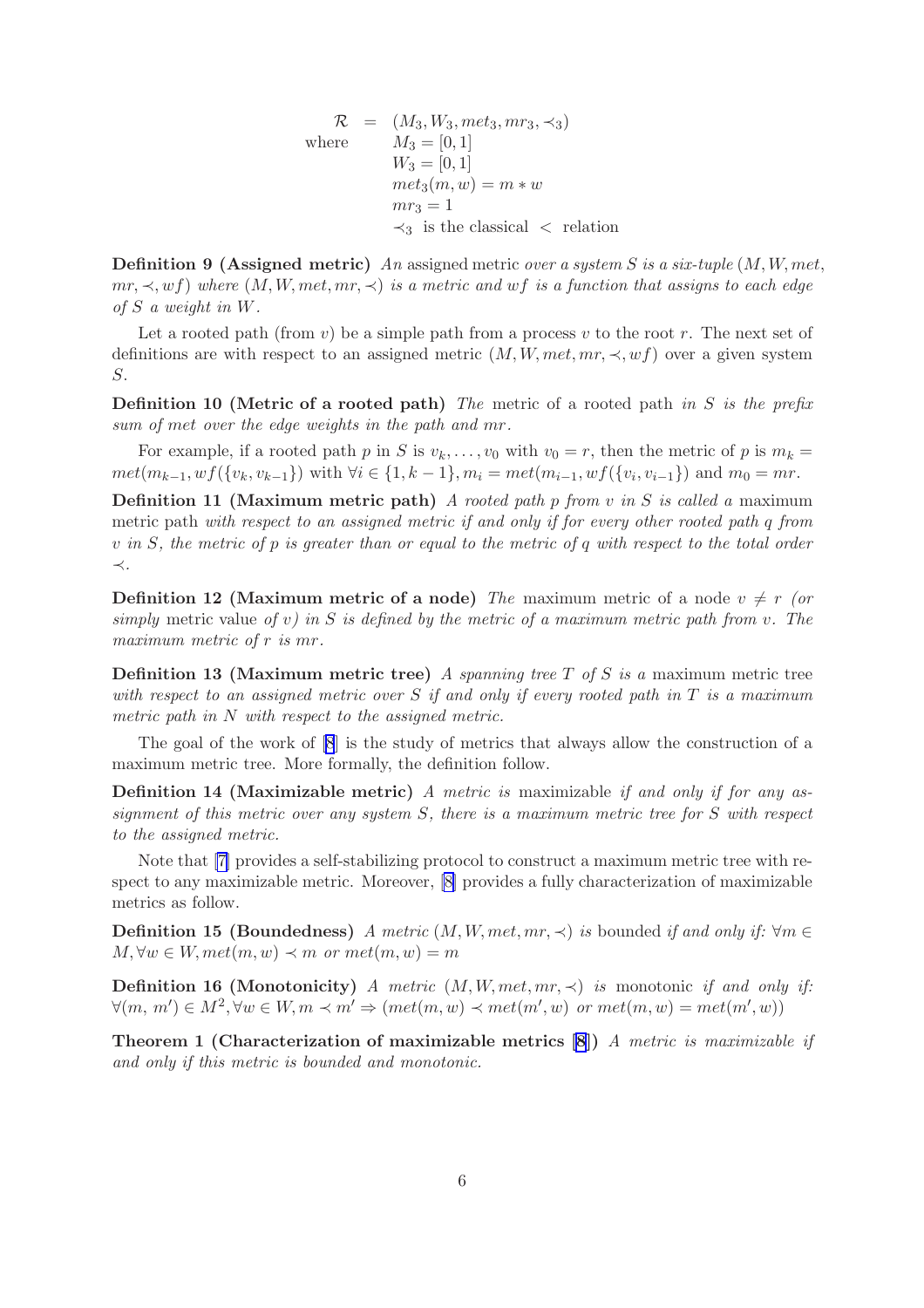$$
\begin{array}{rcl}
\mathcal{R} & = & (M_3, W_3, met_3, mr_3, \prec_3) \\
\text{where} & & M_3 = [0,1] \\
& & W_3 = [0,1] \\
& & met_3(m,w) = m * w \\
& & mr_3 = 1 \\
& & \prec_3 \text{ is the classical } < \text{ relation}
\end{array}
$$

**Definition 9 (Assigned metric)** *An* assigned metric *over a system $S$ is a six-tuple $(M, W, met, mr, \prec, wf)$ where $(M, W, met, mr, \prec)$ is a metric and $wf$ is a function that assigns to each edge of $S$ a weight in $W$.*

Let a rooted path (from $v$) be a simple path from a process $v$ to the root $r$. The next set of definitions are with respect to an assigned metric $(M, W, met, mr, \prec, wf)$ over a given system $S$.

**Definition 10 (Metric of a rooted path)** *The* metric of a rooted path *in $S$ is the prefix sum of $met$ over the edge weights in the path and $mr$.*

For example, if a rooted path $p$ in $S$ is $v_k, \ldots, v_0$ with $v_0 = r$, then the metric of $p$ is $m_k = met(m_{k-1}, wf(\{v_k, v_{k-1}\})$ with $\forall i \in \{1, k-1\}, m_i = met(m_{i-1}, wf(\{v_i, v_{i-1}\})$ and $m_0 = mr$.

**Definition 11 (Maximum metric path)** *A rooted path $p$ from $v$ in $S$ is called a* maximum metric path *with respect to an assigned metric if and only if for every other rooted path $q$ from $v$ in $S$, the metric of $p$ is greater than or equal to the metric of $q$ with respect to the total order $\prec$.*

**Definition 12 (Maximum metric of a node)** *The* maximum metric of a node $v \neq r$ *(or simply* metric value *of $v$) in $S$ is defined by the metric of a maximum metric path from $v$. The maximum metric of $r$ is $mr$.*

**Definition 13 (Maximum metric tree)** *A spanning tree $T$ of $S$ is a* maximum metric tree *with respect to an assigned metric over $S$ if and only if every rooted path in $T$ is a maximum metric path in $N$ with respect to the assigned metric.*

The goal of the work of [8] is the study of metrics that always allow the construction of a maximum metric tree. More formally, the definition follow.

**Definition 14 (Maximizable metric)** *A metric is* maximizable *if and only if for any assignment of this metric over any system $S$, there is a maximum metric tree for $S$ with respect to the assigned metric.*

Note that [7] provides a self-stabilizing protocol to construct a maximum metric tree with respect to any maximizable metric. Moreover, [8] provides a fully characterization of maximizable metrics as follow.

**Definition 15 (Boundedness)** *A metric $(M, W, met, mr, \prec)$ is* bounded *if and only if: $\forall m \in M, \forall w \in W, met(m, w) \prec m$ or $met(m, w) = m$*

**Definition 16 (Monotonicity)** *A metric $(M, W, met, mr, \prec)$ is* monotonic *if and only if: $\forall (m, m') \in M^2, \forall w \in W, m \prec m' \Rightarrow (met(m, w) \prec met(m', w)$ or $met(m, w) = met(m', w))$*

**Theorem 1 (Characterization of maximizable metrics [8])** *A metric is maximizable if and only if this metric is bounded and monotonic.*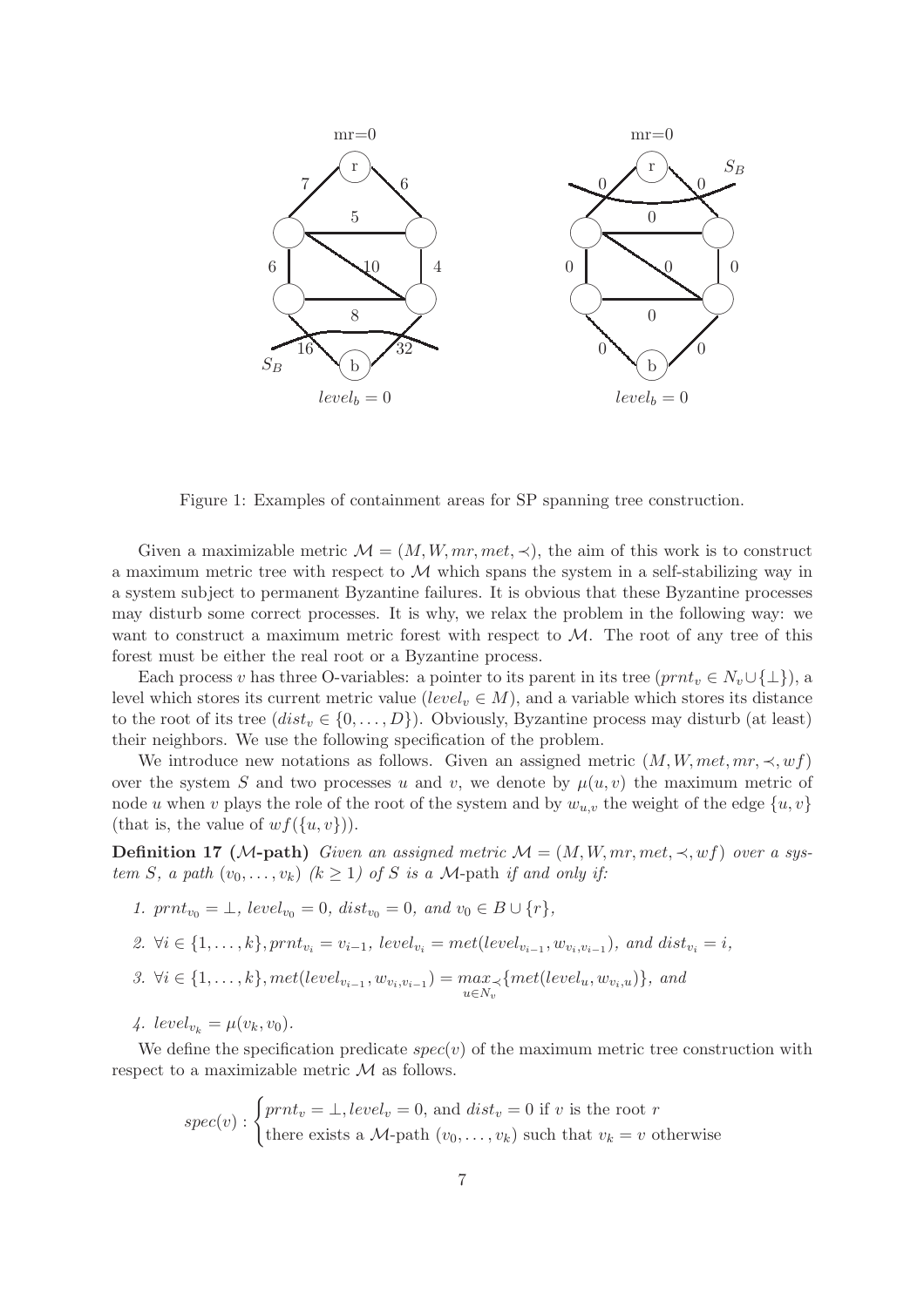Figure 1: Examples of containment areas for SP spanning tree construction.

Given a maximizable metric $\mathcal{M} = (M, W, mr, met, \prec)$, the aim of this work is to construct a maximum metric tree with respect to $\mathcal{M}$ which spans the system in a self-stabilizing way in a system subject to permanent Byzantine failures. It is obvious that these Byzantine processes may disturb some correct processes. It is why, we relax the problem in the following way: we want to construct a maximum metric forest with respect to $\mathcal{M}$. The root of any tree of this forest must be either the real root or a Byzantine process.

Each process $v$ has three O-variables: a pointer to its parent in its tree ($prnt_v \in N_v \cup \{\bot\}$), a level which stores its current metric value ($level_v \in M$), and a variable which stores its distance to the root of its tree ($dist_v \in \{0, \dots, D\}$). Obviously, Byzantine process may disturb (at least) their neighbors. We use the following specification of the problem.

We introduce new notations as follows. Given an assigned metric $(M, W, met, mr, \prec, wf)$ over the system $S$ and two processes $u$ and $v$, we denote by $\mu(u, v)$ the maximum metric of node $u$ when $v$ plays the role of the root of the system and by $w_{u,v}$ the weight of the edge $\{u, v\}$ (that is, the value of $wf(\{u, v\})$).

**Definition 17 ($\mathcal{M}$-path)** *Given an assigned metric $\mathcal{M} = (M, W, mr, met, \prec, wf)$ over a system $S$, a path $(v_0, \dots, v_k)$ $(k \geq 1)$ of $S$ is a* $\mathcal{M}$-path *if and only if:*

1. $prnt_{v_0} = \bot$, $level_{v_0} = 0$, $dist_{v_0} = 0$, *and* $v_0 \in B \cup \{r\}$,
2. $\forall i \in \{1, \dots, k\}, prnt_{v_i} = v_{i-1}$, $level_{v_i} = met(level_{v_{i-1}}, w_{v_i, v_{i-1}})$, *and* $dist_{v_i} = i$,
3. $\forall i \in \{1, \dots, k\}, met(level_{v_{i-1}}, w_{v_i, v_{i-1}}) = \underset{u \in N_v}{max_\prec}\{met(level_u, w_{v_i, u})\}$, *and*
4. $level_{v_k} = \mu(v_k, v_0)$.

We define the specification predicate $spec(v)$ of the maximum metric tree construction with respect to a maximizable metric $\mathcal{M}$ as follows.

$$spec(v) : \begin{cases} prnt_v = \bot, level_v = 0, \text{ and } dist_v = 0 \text{ if } v \text{ is the root } r \\ \text{there exists a } \mathcal{M}\text{-path } (v_0, \dots, v_k) \text{ such that } v_k = v \text{ otherwise} \end{cases}$$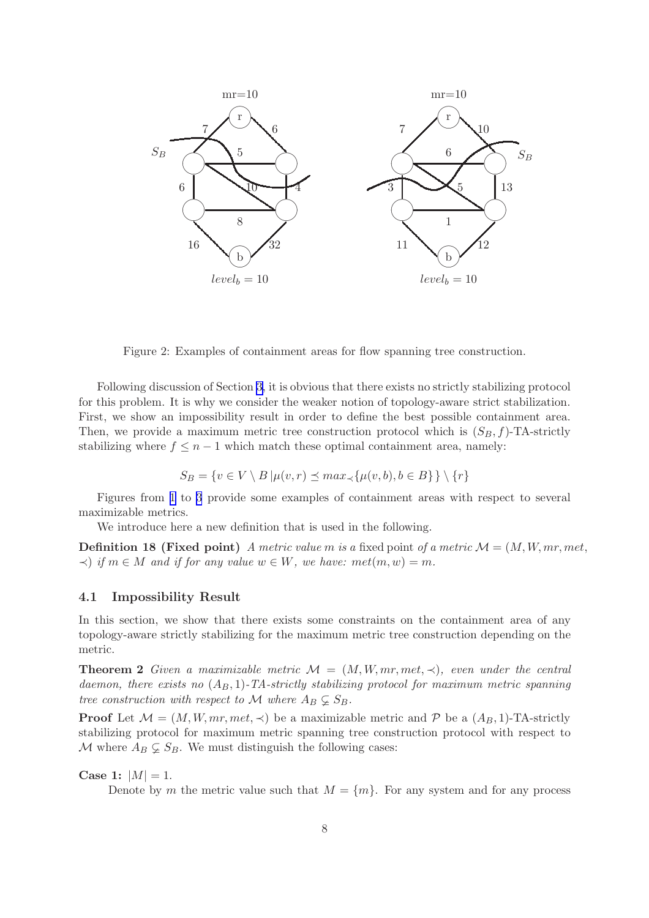Figure 2: Examples of containment areas for flow spanning tree construction.

Following discussion of Section 3, it is obvious that there exists no strictly stabilizing protocol for this problem. It is why we consider the weaker notion of topology-aware strict stabilization. First, we show an impossibility result in order to define the best possible containment area. Then, we provide a maximum metric tree construction protocol which is $(S_B, f)$-TA-strictly stabilizing where $f \leq n-1$ which match these optimal containment area, namely:

$$S_B = \{v \in V \setminus B \,|\mu(v,r) \preceq max_{\prec}\{\mu(v,b), b \in B\}\} \setminus \{r\}$$

Figures from 1 to 3 provide some examples of containment areas with respect to several maximizable metrics.

We introduce here a new definition that is used in the following.

**Definition 18 (Fixed point)** *A metric value $m$ is a* fixed point *of a metric $\mathcal{M} = (M, W, mr, met, \prec)$ if $m \in M$ and if for any value $w \in W$, we have: $met(m, w) = m$.*

### 4.1 Impossibility Result

In this section, we show that there exists some constraints on the containment area of any topology-aware strictly stabilizing for the maximum metric tree construction depending on the metric.

**Theorem 2** *Given a maximizable metric $\mathcal{M} = (M, W, mr, met, \prec)$, even under the central daemon, there exists no $(A_B, 1)$-TA-strictly stabilizing protocol for maximum metric spanning tree construction with respect to $\mathcal{M}$ where $A_B \subsetneq S_B$.*

**Proof** Let $\mathcal{M} = (M, W, mr, met, \prec)$ be a maximizable metric and $\mathcal{P}$ be a $(A_B, 1)$-TA-strictly stabilizing protocol for maximum metric spanning tree construction protocol with respect to $\mathcal{M}$ where $A_B \subsetneq S_B$. We must distinguish the following cases:

**Case 1:** $|M| = 1$.

Denote by $m$ the metric value such that $M = \{m\}$. For any system and for any process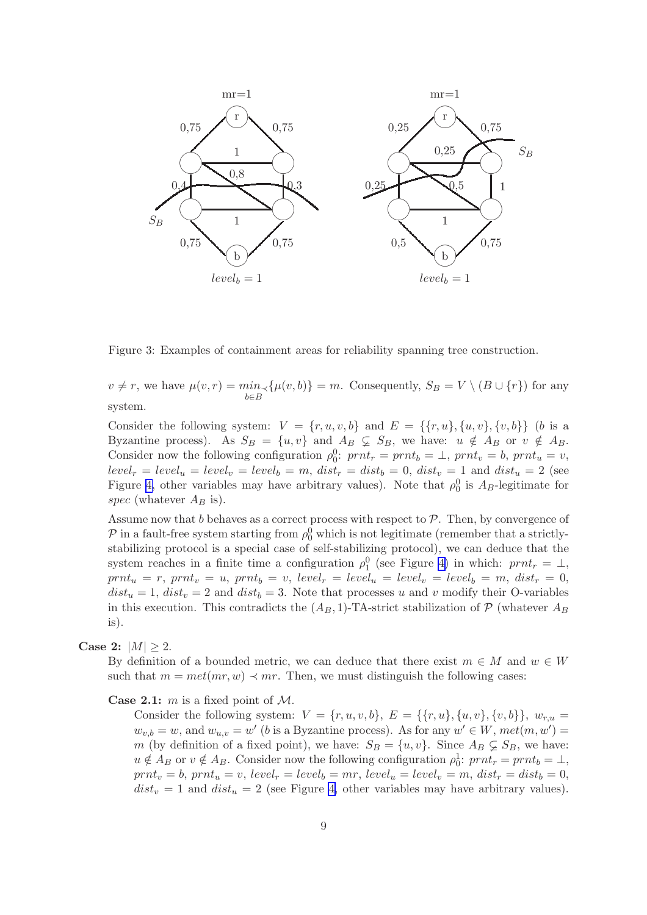Figure 3: Examples of containment areas for reliability spanning tree construction.

$v \neq r$, we have $\mu(v,r) = \min_{\prec\, b\in B}\{\mu(v,b)\} = m$. Consequently, $S_B = V \setminus (B \cup \{r\})$ for any system.

Consider the following system: $V = \{r, u, v, b\}$ and $E = \{\{r, u\}, \{u, v\}, \{v, b\}\}$ ($b$ is a Byzantine process). As $S_B = \{u, v\}$ and $A_B \subsetneq S_B$, we have: $u \notin A_B$ or $v \notin A_B$. Consider now the following configuration $\rho_0^0$: $prnt_r = prnt_b = \perp$, $prnt_v = b$, $prnt_u = v$, $level_r = level_u = level_v = level_b = m$, $dist_r = dist_b = 0$, $dist_v = 1$ and $dist_u = 2$ (see Figure 4, other variables may have arbitrary values). Note that $\rho_0^0$ is $A_B$-legitimate for *spec* (whatever $A_B$ is).

Assume now that $b$ behaves as a correct process with respect to $\mathcal{P}$. Then, by convergence of $\mathcal{P}$ in a fault-free system starting from $\rho_0^0$ which is not legitimate (remember that a strictly-stabilizing protocol is a special case of self-stabilizing protocol), we can deduce that the system reaches in a finite time a configuration $\rho_1^0$ (see Figure 4) in which: $prnt_r = \perp$, $prnt_u = r$, $prnt_v = u$, $prnt_b = v$, $level_r = level_u = level_v = level_b = m$, $dist_r = 0$, $dist_u = 1$, $dist_v = 2$ and $dist_b = 3$. Note that processes $u$ and $v$ modify their O-variables in this execution. This contradicts the $(A_B, 1)$-TA-strict stabilization of $\mathcal{P}$ (whatever $A_B$ is).

**Case 2:** $|M| \geq 2$.

By definition of a bounded metric, we can deduce that there exist $m \in M$ and $w \in W$ such that $m = met(mr, w) \prec mr$. Then, we must distinguish the following cases:

**Case 2.1:** $m$ is a fixed point of $\mathcal{M}$.

Consider the following system: $V = \{r, u, v, b\}$, $E = \{\{r, u\}, \{u, v\}, \{v, b\}\}$, $w_{r,u} = w_{v,b} = w$, and $w_{u,v} = w'$ ($b$ is a Byzantine process). As for any $w' \in W$, $met(m, w') = m$ (by definition of a fixed point), we have: $S_B = \{u, v\}$. Since $A_B \subsetneq S_B$, we have: $u \notin A_B$ or $v \notin A_B$. Consider now the following configuration $\rho_0^1$: $prnt_r = prnt_b = \perp$, $prnt_v = b$, $prnt_u = v$, $level_r = level_b = mr$, $level_u = level_v = m$, $dist_r = dist_b = 0$, $dist_v = 1$ and $dist_u = 2$ (see Figure 4, other variables may have arbitrary values).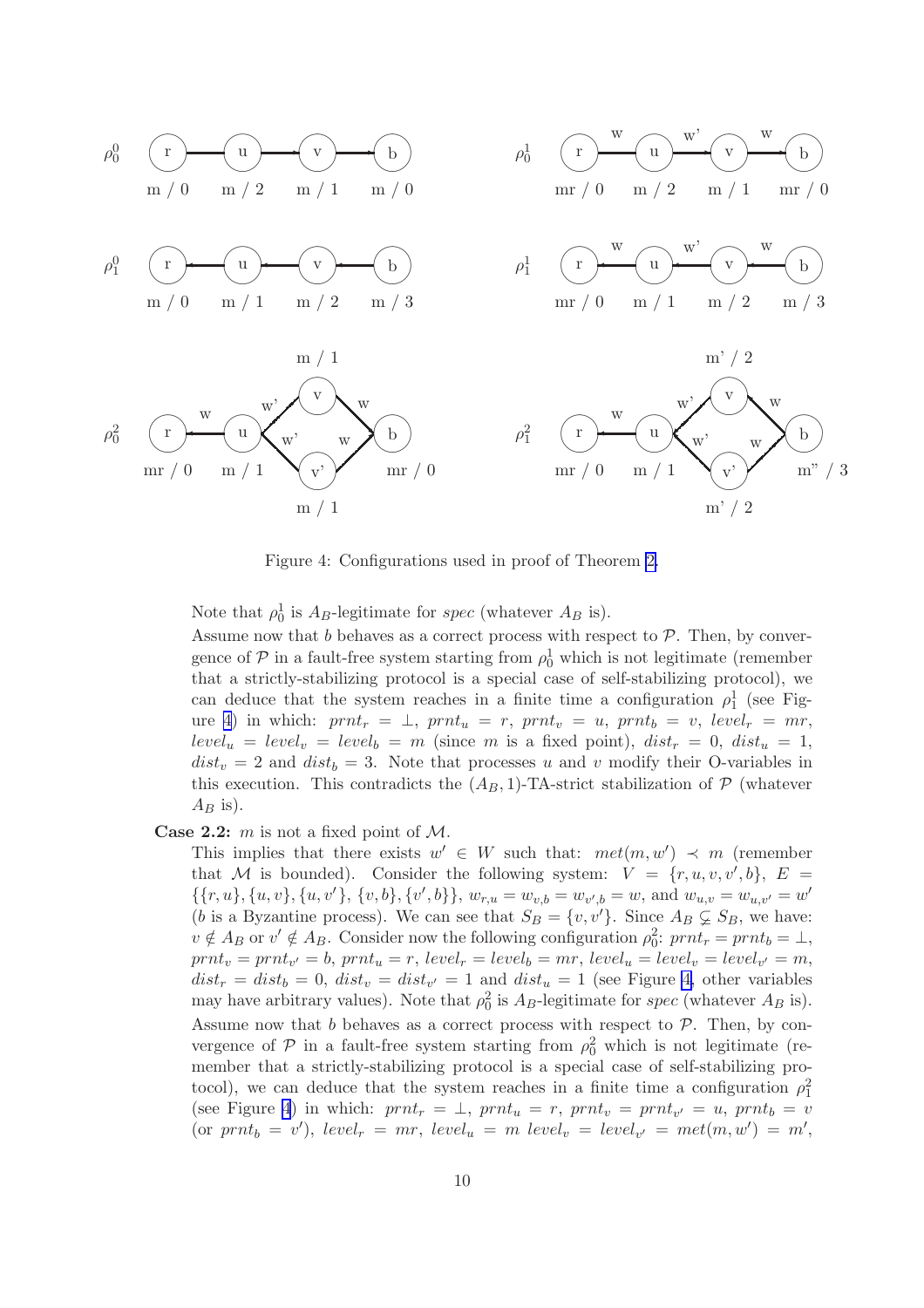Figure 4: Configurations used in proof of Theorem 2.

Note that $\rho_0^1$ is $A_B$-legitimate for *spec* (whatever $A_B$ is).

Assume now that $b$ behaves as a correct process with respect to $\mathcal{P}$. Then, by convergence of $\mathcal{P}$ in a fault-free system starting from $\rho_0^1$ which is not legitimate (remember that a strictly-stabilizing protocol is a special case of self-stabilizing protocol), we can deduce that the system reaches in a finite time a configuration $\rho_1^1$ (see Figure 4) in which: $prnt_r = \bot$, $prnt_u = r$, $prnt_v = u$, $prnt_b = v$, $level_r = mr$, $level_u = level_v = level_b = m$ (since $m$ is a fixed point), $dist_r = 0$, $dist_u = 1$, $dist_v = 2$ and $dist_b = 3$. Note that processes $u$ and $v$ modify their O-variables in this execution. This contradicts the $(A_B, 1)$-TA-strict stabilization of $\mathcal{P}$ (whatever $A_B$ is).

**Case 2.2:** $m$ is not a fixed point of $\mathcal{M}$.

This implies that there exists $w' \in W$ such that: $met(m, w') \prec m$ (remember that $\mathcal{M}$ is bounded). Consider the following system: $V = \{r, u, v, v', b\}$, $E = \{\{r, u\}, \{u, v\}, \{u, v'\}, \{v, b\}, \{v', b\}\}$, $w_{r,u} = w_{v,b} = w_{v',b} = w$, and $w_{u,v} = w_{u,v'} = w'$ ($b$ is a Byzantine process). We can see that $S_B = \{v, v'\}$. Since $A_B \subsetneq S_B$, we have: $v \notin A_B$ or $v' \notin A_B$. Consider now the following configuration $\rho_0^2$: $prnt_r = prnt_b = \bot$, $prnt_v = prnt_{v'} = b$, $prnt_u = r$, $level_r = level_b = mr$, $level_u = level_v = level_{v'} = m$, $dist_r = dist_b = 0$, $dist_v = dist_{v'} = 1$ and $dist_u = 1$ (see Figure 4, other variables may have arbitrary values). Note that $\rho_0^2$ is $A_B$-legitimate for *spec* (whatever $A_B$ is).

Assume now that $b$ behaves as a correct process with respect to $\mathcal{P}$. Then, by convergence of $\mathcal{P}$ in a fault-free system starting from $\rho_0^2$ which is not legitimate (remember that a strictly-stabilizing protocol is a special case of self-stabilizing protocol), we can deduce that the system reaches in a finite time a configuration $\rho_1^2$ (see Figure 4) in which: $prnt_r = \bot$, $prnt_u = r$, $prnt_v = prnt_{v'} = u$, $prnt_b = v$ (or $prnt_b = v'$), $level_r = mr$, $level_u = m$ $level_v = level_{v'} = met(m, w') = m'$,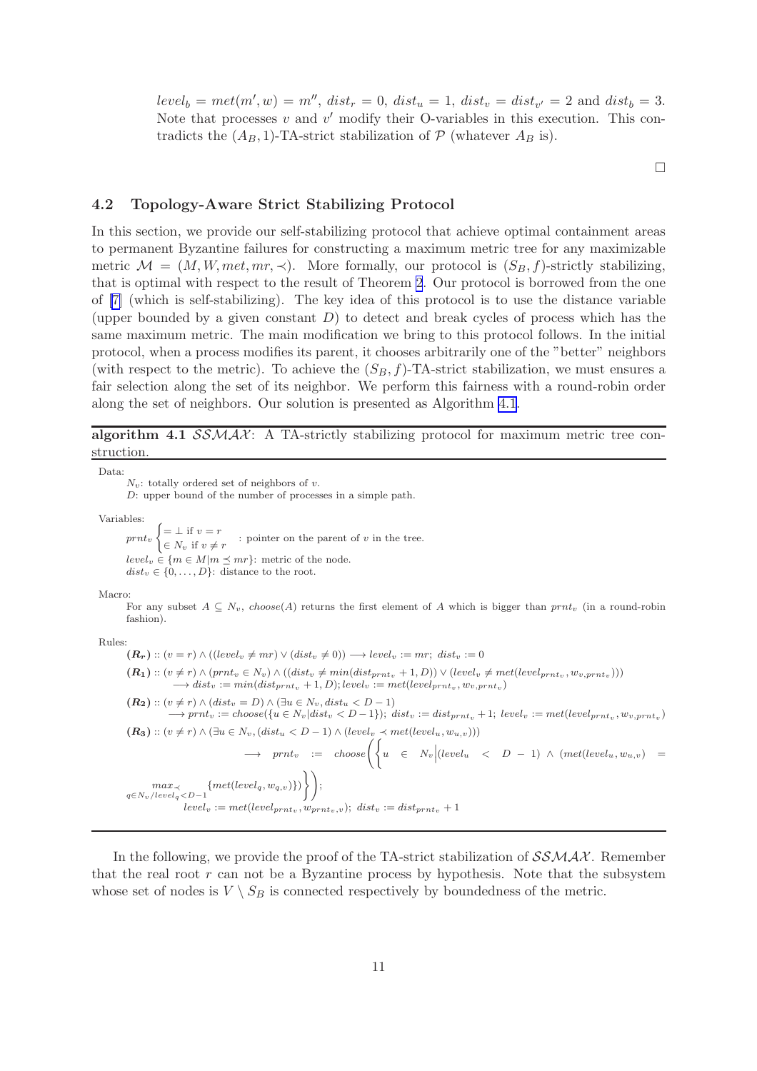$level_b = met(m', w) = m''$, $dist_r = 0$, $dist_u = 1$, $dist_v = dist_{v'} = 2$ and $dist_b = 3$. Note that processes $v$ and $v'$ modify their O-variables in this execution. This contradicts the $(A_B, 1)$-TA-strict stabilization of $\mathcal{P}$ (whatever $A_B$ is).

□

### 4.2 Topology-Aware Strict Stabilizing Protocol

In this section, we provide our self-stabilizing protocol that achieve optimal containment areas to permanent Byzantine failures for constructing a maximum metric tree for any maximizable metric $\mathcal{M} = (M, W, met, mr, \prec)$. More formally, our protocol is $(S_B, f)$-strictly stabilizing, that is optimal with respect to the result of Theorem 2. Our protocol is borrowed from the one of [7] (which is self-stabilizing). The key idea of this protocol is to use the distance variable (upper bounded by a given constant $D$) to detect and break cycles of process which has the same maximum metric. The main modification we bring to this protocol follows. In the initial protocol, when a process modifies its parent, it chooses arbitrarily one of the "better" neighbors (with respect to the metric). To achieve the $(S_B, f)$-TA-strict stabilization, we must ensures a fair selection along the set of its neighbor. We perform this fairness with a round-robin order along the set of neighbors. Our solution is presented as Algorithm 4.1.

---

**algorithm 4.1** $\mathcal{SSMAX}$: A TA-strictly stabilizing protocol for maximum metric tree construction.

---

Data:

$N_v$: totally ordered set of neighbors of $v$.
$D$: upper bound of the number of processes in a simple path.

Variables:

$prnt_v \begin{cases} = \bot \text{ if } v = r \\ \in N_v \text{ if } v \neq r \end{cases}$ : pointer on the parent of $v$ in the tree.
$level_v \in \{m \in M | m \preceq mr\}$: metric of the node.
$dist_v \in \{0, \ldots, D\}$: distance to the root.

Macro:

For any subset $A \subseteq N_v$, $choose(A)$ returns the first element of $A$ which is bigger than $prnt_v$ (in a round-robin fashion).

Rules:

$(\boldsymbol{R_r}) :: (v = r) \wedge ((level_v \neq mr) \vee (dist_v \neq 0)) \longrightarrow level_v := mr;\ dist_v := 0$

$(\boldsymbol{R_1}) :: (v \neq r) \wedge (prnt_v \in N_v) \wedge ((dist_v \neq min(dist_{prnt_v} + 1, D)) \vee (level_v \neq met(level_{prnt_v}, w_{v,prnt_v})))$
$\quad \longrightarrow dist_v := min(dist_{prnt_v} + 1, D); level_v := met(level_{prnt_v}, w_{v,prnt_v})$

$(\boldsymbol{R_2}) :: (v \neq r) \wedge (dist_v = D) \wedge (\exists u \in N_v, dist_u < D - 1)$
$\quad \longrightarrow prnt_v := choose(\{u \in N_v | dist_u < D - 1\});\ dist_v := dist_{prnt_v} + 1;\ level_v := met(level_{prnt_v}, w_{v,prnt_v})$

$(\boldsymbol{R_3}) :: (v \neq r) \wedge (\exists u \in N_v, (dist_u < D - 1) \wedge (level_v \prec met(level_u, w_{u,v})))$
$$\longrightarrow prnt_v := choose\left(\left\{u \in N_v \middle| (level_u < D - 1) \wedge (met(level_u, w_{u,v}) = \max_{q \in N_v / level_q < D-1}{}_{\prec} \{met(level_q, w_{q,v})\})\right\}\right);$$
$\quad level_v := met(level_{prnt_v}, w_{prnt_v,v});\ dist_v := dist_{prnt_v} + 1$

---

In the following, we provide the proof of the TA-strict stabilization of $\mathcal{SSMAX}$. Remember that the real root $r$ can not be a Byzantine process by hypothesis. Note that the subsystem whose set of nodes is $V \setminus S_B$ is connected respectively by boundedness of the metric.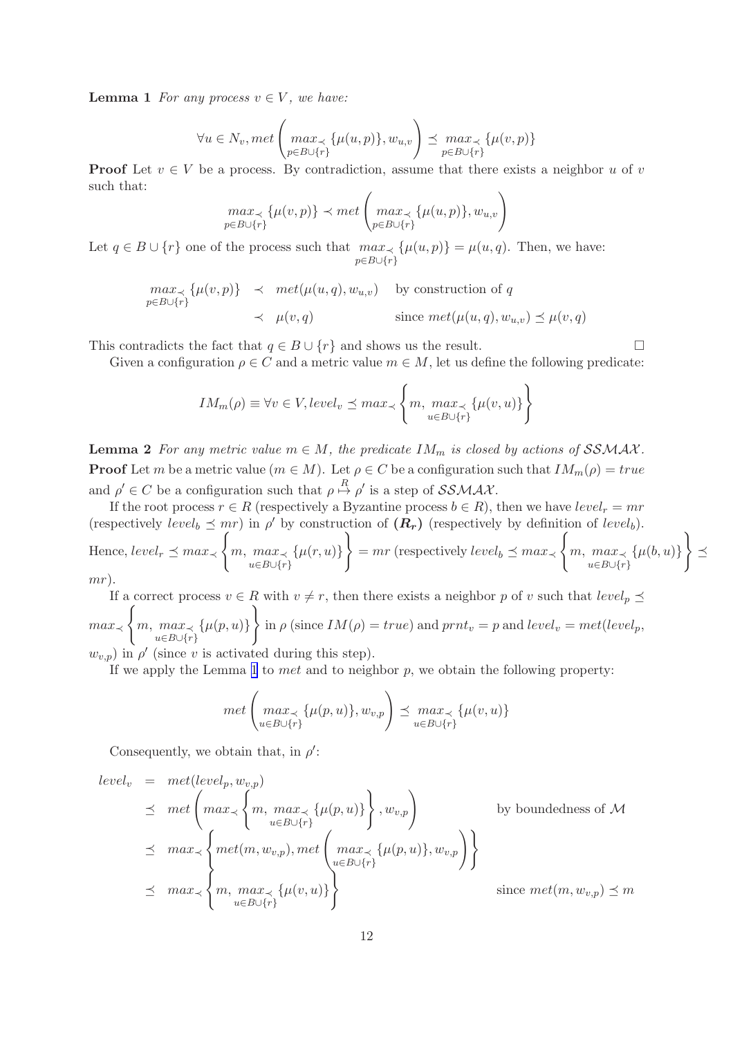**Lemma 1** *For any process $v \in V$, we have:*

$$\forall u \in N_v, met\left(\underset{p \in B \cup \{r\}}{max_{\prec}} \{\mu(u,p)\}, w_{u,v}\right) \preceq \underset{p \in B \cup \{r\}}{max_{\prec}} \{\mu(v,p)\}$$

**Proof** Let $v \in V$ be a process. By contradiction, assume that there exists a neighbor $u$ of $v$ such that:

$$\underset{p \in B \cup \{r\}}{max_{\prec}} \{\mu(v,p)\} \prec met\left(\underset{p \in B \cup \{r\}}{max_{\prec}} \{\mu(u,p)\}, w_{u,v}\right)$$

Let $q \in B \cup \{r\}$ one of the process such that $\underset{p \in B \cup \{r\}}{max_{\prec}} \{\mu(u,p)\} = \mu(u,q)$. Then, we have:

$$\begin{array}{rcll} \underset{p \in B \cup \{r\}}{max_{\prec}} \{\mu(v,p)\} & \prec & met(\mu(u,q), w_{u,v}) & \text{by construction of } q \\ & \prec & \mu(v,q) & \text{since } met(\mu(u,q), w_{u,v}) \preceq \mu(v,q) \end{array}$$

This contradicts the fact that $q \in B \cup \{r\}$ and shows us the result. □

Given a configuration $\rho \in C$ and a metric value $m \in M$, let us define the following predicate:

$$IM_m(\rho) \equiv \forall v \in V, level_v \preceq max_{\prec}\left\{m, \underset{u \in B \cup \{r\}}{max_{\prec}} \{\mu(v,u)\}\right\}$$

**Lemma 2** *For any metric value $m \in M$, the predicate $IM_m$ is closed by actions of $\mathcal{SSMAX}$.*

**Proof** Let $m$ be a metric value ($m \in M$). Let $\rho \in C$ be a configuration such that $IM_m(\rho) = true$ and $\rho' \in C$ be a configuration such that $\rho \overset{R}{\mapsto} \rho'$ is a step of $\mathcal{SSMAX}$.

If the root process $r \in R$ (respectively a Byzantine process $b \in R$), then we have $level_r = mr$ (respectively $level_b \preceq mr$) in $\rho'$ by construction of $\boldsymbol{(R_r)}$ (respectively by definition of $level_b$). Hence, $level_r \preceq max_{\prec}\left\{m, \underset{u \in B \cup \{r\}}{max_{\prec}} \{\mu(r,u)\}\right\} = mr$ (respectively $level_b \preceq max_{\prec}\left\{m, \underset{u \in B \cup \{r\}}{max_{\prec}} \{\mu(b,u)\}\right\} \preceq mr$).

If a correct process $v \in R$ with $v \neq r$, then there exists a neighbor $p$ of $v$ such that $level_p \preceq max_{\prec}\left\{m, \underset{u \in B \cup \{r\}}{max_{\prec}} \{\mu(p,u)\}\right\}$ in $\rho$ (since $IM(\rho) = true$) and $prnt_v = p$ and $level_v = met(level_p, w_{v,p})$ in $\rho'$ (since $v$ is activated during this step).

If we apply the Lemma 1 to $met$ and to neighbor $p$, we obtain the following property:

$$met\left(\underset{u \in B \cup \{r\}}{max_{\prec}} \{\mu(p,u)\}, w_{v,p}\right) \preceq \underset{u \in B \cup \{r\}}{max_{\prec}} \{\mu(v,u)\}$$

Consequently, we obtain that, in $\rho'$:

$$\begin{array}{rcll} level_v & = & met(level_p, w_{v,p}) & \\ & \preceq & met\left(max_{\prec}\left\{m, \underset{u \in B \cup \{r\}}{max_{\prec}} \{\mu(p,u)\}\right\}, w_{v,p}\right) & \text{by boundedness of } \mathcal{M} \\ & \preceq & max_{\prec}\left\{met(m, w_{v,p}), met\left(\underset{u \in B \cup \{r\}}{max_{\prec}} \{\mu(p,u)\}, w_{v,p}\right)\right\} & \\ & \preceq & max_{\prec}\left\{m, \underset{u \in B \cup \{r\}}{max_{\prec}} \{\mu(v,u)\}\right\} & \text{since } met(m, w_{v,p}) \preceq m \end{array}$$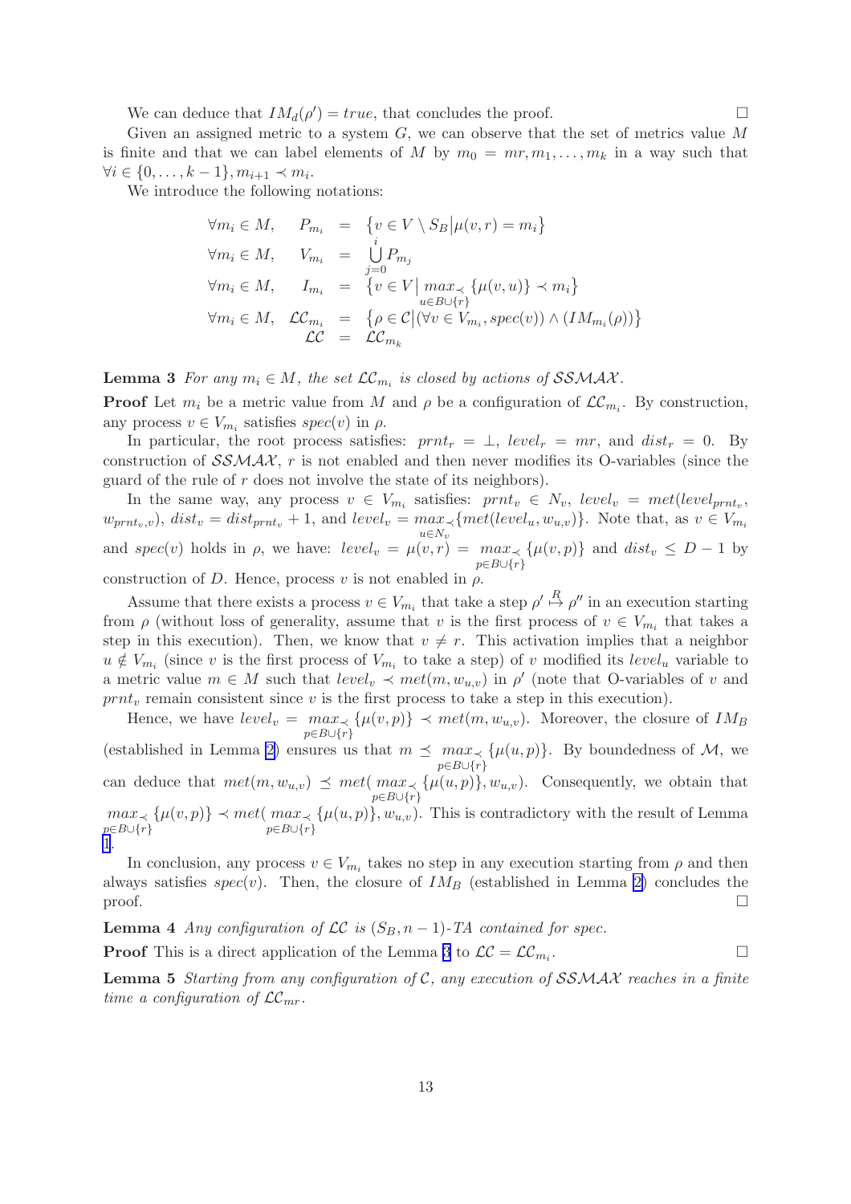We can deduce that $IM_d(\rho') = true$, that concludes the proof. $\square$

Given an assigned metric to a system $G$, we can observe that the set of metrics value $M$ is finite and that we can label elements of $M$ by $m_0 = mr, m_1, \ldots, m_k$ in a way such that $\forall i \in \{0, \ldots, k-1\}, m_{i+1} \prec m_i$.

We introduce the following notations:

$$
\begin{aligned}
\forall m_i \in M, \quad P_{m_i} &= \left\{ v \in V \setminus S_B \middle| \mu(v,r) = m_i \right\} \\
\forall m_i \in M, \quad V_{m_i} &= \bigcup_{j=0}^{i} P_{m_j} \\
\forall m_i \in M, \quad I_{m_i} &= \left\{ v \in V \middle| \max_{\prec \, u \in B \cup \{r\}} \{\mu(v,u)\} \prec m_i \right\} \\
\forall m_i \in M, \quad \mathcal{LC}_{m_i} &= \left\{ \rho \in \mathcal{C} \middle| (\forall v \in V_{m_i}, spec(v)) \wedge (IM_{m_i}(\rho)) \right\} \\
\mathcal{LC} &= \mathcal{LC}_{m_k}
\end{aligned}
$$

**Lemma 3** *For any $m_i \in M$, the set $\mathcal{LC}_{m_i}$ is closed by actions of $\mathcal{SSMAX}$.*

**Proof** Let $m_i$ be a metric value from $M$ and $\rho$ be a configuration of $\mathcal{LC}_{m_i}$. By construction, any process $v \in V_{m_i}$ satisfies $spec(v)$ in $\rho$.

In particular, the root process satisfies: $prnt_r = \perp$, $level_r = mr$, and $dist_r = 0$. By construction of $\mathcal{SSMAX}$, $r$ is not enabled and then never modifies its O-variables (since the guard of the rule of $r$ does not involve the state of its neighbors).

In the same way, any process $v \in V_{m_i}$ satisfies: $prnt_v \in N_v$, $level_v = met(level_{prnt_v}, w_{prnt_v,v})$, $dist_v = dist_{prnt_v} + 1$, and $level_v = \max_{\prec \, u \in N_v}\{met(level_u, w_{u,v})\}$. Note that, as $v \in V_{m_i}$ and $spec(v)$ holds in $\rho$, we have: $level_v = \mu(v,r) = \max_{\prec \, p \in B \cup \{r\}} \{\mu(v,p)\}$ and $dist_v \leq D-1$ by construction of $D$. Hence, process $v$ is not enabled in $\rho$.

Assume that there exists a process $v \in V_{m_i}$ that take a step $\rho' \overset{R}{\mapsto} \rho''$ in an execution starting from $\rho$ (without loss of generality, assume that $v$ is the first process of $v \in V_{m_i}$ that takes a step in this execution). Then, we know that $v \neq r$. This activation implies that a neighbor $u \notin V_{m_i}$ (since $v$ is the first process of $V_{m_i}$ to take a step) of $v$ modified its $level_u$ variable to a metric value $m \in M$ such that $level_v \prec met(m, w_{u,v})$ in $\rho'$ (note that O-variables of $v$ and $prnt_v$ remain consistent since $v$ is the first process to take a step in this execution).

Hence, we have $level_v = \max_{\prec \, p \in B \cup \{r\}} \{\mu(v,p)\} \prec met(m, w_{u,v})$. Moreover, the closure of $IM_B$ (established in Lemma 2) ensures us that $m \preceq \max_{\prec \, p \in B \cup \{r\}} \{\mu(u,p)\}$. By boundedness of $\mathcal{M}$, we can deduce that $met(m, w_{u,v}) \preceq met(\max_{\prec \, p \in B \cup \{r\}} \{\mu(u,p)\}, w_{u,v})$. Consequently, we obtain that $\max_{\prec \, p \in B \cup \{r\}} \{\mu(v,p)\} \prec met(\max_{\prec \, p \in B \cup \{r\}} \{\mu(u,p)\}, w_{u,v})$. This is contradictory with the result of Lemma 1.

In conclusion, any process $v \in V_{m_i}$ takes no step in any execution starting from $\rho$ and then always satisfies $spec(v)$. Then, the closure of $IM_B$ (established in Lemma 2) concludes the proof. $\square$

**Lemma 4** *Any configuration of $\mathcal{LC}$ is $(S_B, n-1)$-TA contained for spec.*

**Proof** This is a direct application of the Lemma 3 to $\mathcal{LC} = \mathcal{LC}_{m_i}$. $\square$

**Lemma 5** *Starting from any configuration of $\mathcal{C}$, any execution of $\mathcal{SSMAX}$ reaches in a finite time a configuration of $\mathcal{LC}_{mr}$.*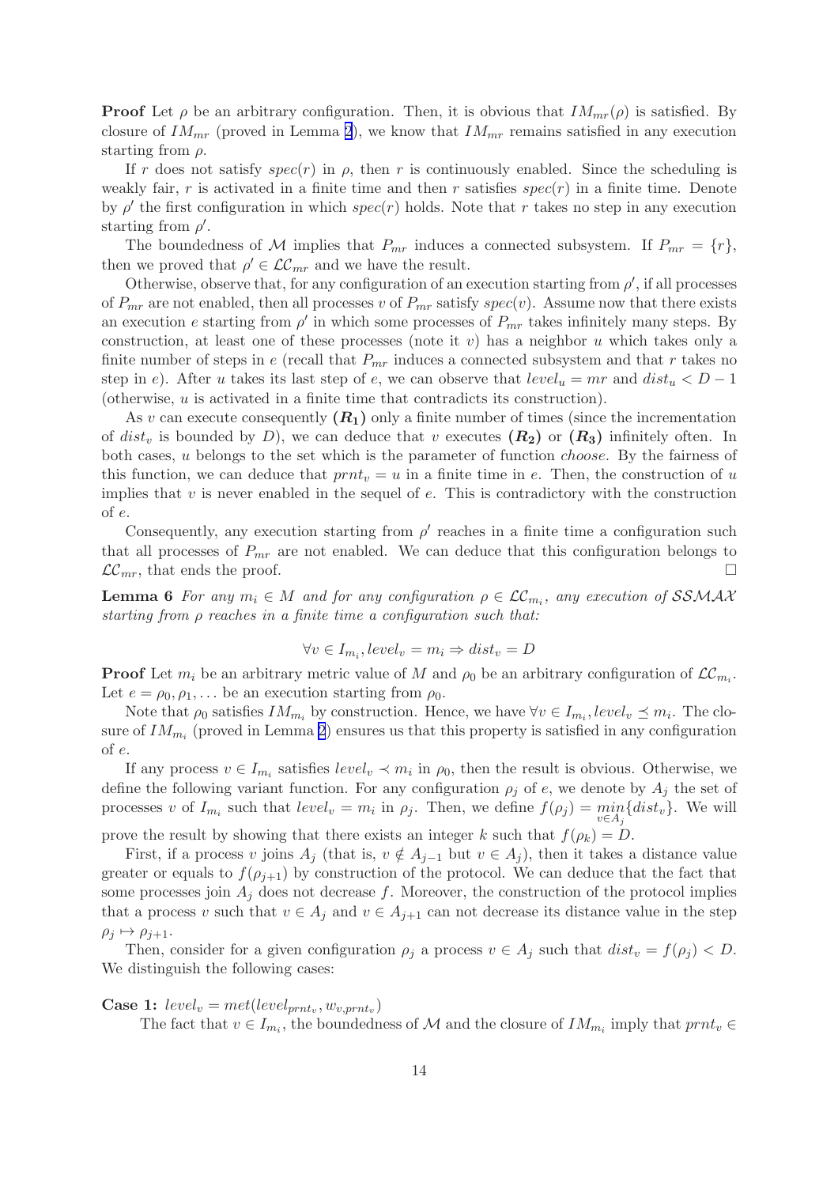**Proof** Let $\rho$ be an arbitrary configuration. Then, it is obvious that $IM_{mr}(\rho)$ is satisfied. By closure of $IM_{mr}$ (proved in Lemma 2), we know that $IM_{mr}$ remains satisfied in any execution starting from $\rho$.

If $r$ does not satisfy $spec(r)$ in $\rho$, then $r$ is continuously enabled. Since the scheduling is weakly fair, $r$ is activated in a finite time and then $r$ satisfies $spec(r)$ in a finite time. Denote by $\rho'$ the first configuration in which $spec(r)$ holds. Note that $r$ takes no step in any execution starting from $\rho'$.

The boundedness of $\mathcal{M}$ implies that $P_{mr}$ induces a connected subsystem. If $P_{mr} = \{r\}$, then we proved that $\rho' \in \mathcal{LC}_{mr}$ and we have the result.

Otherwise, observe that, for any configuration of an execution starting from $\rho'$, if all processes of $P_{mr}$ are not enabled, then all processes $v$ of $P_{mr}$ satisfy $spec(v)$. Assume now that there exists an execution $e$ starting from $\rho'$ in which some processes of $P_{mr}$ takes infinitely many steps. By construction, at least one of these processes (note it $v$) has a neighbor $u$ which takes only a finite number of steps in $e$ (recall that $P_{mr}$ induces a connected subsystem and that $r$ takes no step in $e$). After $u$ takes its last step of $e$, we can observe that $level_u = mr$ and $dist_u < D - 1$ (otherwise, $u$ is activated in a finite time that contradicts its construction).

As $v$ can execute consequently $\boldsymbol{(R_1)}$ only a finite number of times (since the incrementation of $dist_v$ is bounded by $D$), we can deduce that $v$ executes $\boldsymbol{(R_2)}$ or $\boldsymbol{(R_3)}$ infinitely often. In both cases, $u$ belongs to the set which is the parameter of function *choose*. By the fairness of this function, we can deduce that $prnt_v = u$ in a finite time in $e$. Then, the construction of $u$ implies that $v$ is never enabled in the sequel of $e$. This is contradictory with the construction of $e$.

Consequently, any execution starting from $\rho'$ reaches in a finite time a configuration such that all processes of $P_{mr}$ are not enabled. We can deduce that this configuration belongs to $\mathcal{LC}_{mr}$, that ends the proof. $\square$

**Lemma 6** *For any $m_i \in M$ and for any configuration $\rho \in \mathcal{LC}_{m_i}$, any execution of $\mathcal{SSMAX}$ starting from $\rho$ reaches in a finite time a configuration such that:*

$$\forall v \in I_{m_i}, level_v = m_i \Rightarrow dist_v = D$$

**Proof** Let $m_i$ be an arbitrary metric value of $M$ and $\rho_0$ be an arbitrary configuration of $\mathcal{LC}_{m_i}$. Let $e = \rho_0, \rho_1, \ldots$ be an execution starting from $\rho_0$.

Note that $\rho_0$ satisfies $IM_{m_i}$ by construction. Hence, we have $\forall v \in I_{m_i}, level_v \preceq m_i$. The closure of $IM_{m_i}$ (proved in Lemma 2) ensures us that this property is satisfied in any configuration of $e$.

If any process $v \in I_{m_i}$ satisfies $level_v \prec m_i$ in $\rho_0$, then the result is obvious. Otherwise, we define the following variant function. For any configuration $\rho_j$ of $e$, we denote by $A_j$ the set of processes $v$ of $I_{m_i}$ such that $level_v = m_i$ in $\rho_j$. Then, we define $f(\rho_j) = \min\limits_{v \in A_j}\{dist_v\}$. We will prove the result by showing that there exists an integer $k$ such that $f(\rho_k) = D$.

First, if a process $v$ joins $A_j$ (that is, $v \notin A_{j-1}$ but $v \in A_j$), then it takes a distance value greater or equals to $f(\rho_{j+1})$ by construction of the protocol. We can deduce that the fact that some processes join $A_j$ does not decrease $f$. Moreover, the construction of the protocol implies that a process $v$ such that $v \in A_j$ and $v \in A_{j+1}$ can not decrease its distance value in the step $\rho_j \mapsto \rho_{j+1}$.

Then, consider for a given configuration $\rho_j$ a process $v \in A_j$ such that $dist_v = f(\rho_j) < D$. We distinguish the following cases:

**Case 1:** $level_v = met(level_{prnt_v}, w_{v,prnt_v})$

The fact that $v \in I_{m_i}$, the boundedness of $\mathcal{M}$ and the closure of $IM_{m_i}$ imply that $prnt_v \in$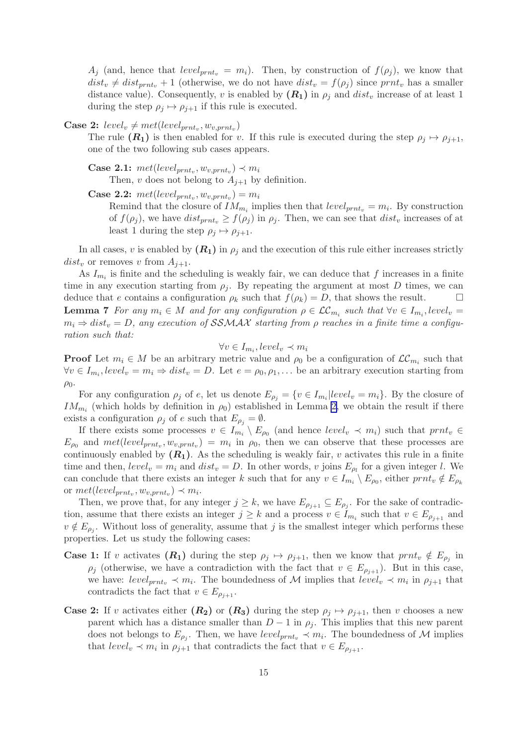$A_j$ (and, hence that $level_{prnt_v} = m_i$). Then, by construction of $f(\rho_j)$, we know that $dist_v \neq dist_{prnt_v} + 1$ (otherwise, we do not have $dist_v = f(\rho_j)$ since $prnt_v$ has a smaller distance value). Consequently, $v$ is enabled by $\boldsymbol{(R_1)}$ in $\rho_j$ and $dist_v$ increase of at least 1 during the step $\rho_j \mapsto \rho_{j+1}$ if this rule is executed.

**Case 2:** $level_v \neq met(level_{prnt_v}, w_{v,prnt_v})$
The rule $\boldsymbol{(R_1)}$ is then enabled for $v$. If this rule is executed during the step $\rho_j \mapsto \rho_{j+1}$, one of the two following sub cases appears.

**Case 2.1:** $met(level_{prnt_v}, w_{v,prnt_v}) \prec m_i$
Then, $v$ does not belong to $A_{j+1}$ by definition.

**Case 2.2:** $met(level_{prnt_v}, w_{v,prnt_v}) = m_i$
Remind that the closure of $IM_{m_i}$ implies then that $level_{prnt_v} = m_i$. By construction of $f(\rho_j)$, we have $dist_{prnt_v} \geq f(\rho_j)$ in $\rho_j$. Then, we can see that $dist_v$ increases of at least 1 during the step $\rho_j \mapsto \rho_{j+1}$.

In all cases, $v$ is enabled by $\boldsymbol{(R_1)}$ in $\rho_j$ and the execution of this rule either increases strictly $dist_v$ or removes $v$ from $A_{j+1}$.

As $I_{m_i}$ is finite and the scheduling is weakly fair, we can deduce that $f$ increases in a finite time in any execution starting from $\rho_j$. By repeating the argument at most $D$ times, we can deduce that $e$ contains a configuration $\rho_k$ such that $f(\rho_k) = D$, that shows the result. □

**Lemma 7** *For any $m_i \in M$ and for any configuration $\rho \in \mathcal{LC}_{m_i}$ such that $\forall v \in I_{m_i}, level_v = m_i \Rightarrow dist_v = D$, any execution of $\mathcal{SSMAX}$ starting from $\rho$ reaches in a finite time a configuration such that:*

$$\forall v \in I_{m_i}, level_v \prec m_i$$

**Proof** Let $m_i \in M$ be an arbitrary metric value and $\rho_0$ be a configuration of $\mathcal{LC}_{m_i}$ such that $\forall v \in I_{m_i}, level_v = m_i \Rightarrow dist_v = D$. Let $e = \rho_0, \rho_1, \ldots$ be an arbitrary execution starting from $\rho_0$.

For any configuration $\rho_j$ of $e$, let us denote $E_{\rho_j} = \{v \in I_{m_i} | level_v = m_i\}$. By the closure of $IM_{m_i}$ (which holds by definition in $\rho_0$) established in Lemma 2, we obtain the result if there exists a configuration $\rho_j$ of $e$ such that $E_{\rho_j} = \emptyset$.

If there exists some processes $v \in I_{m_i} \setminus E_{\rho_0}$ (and hence $level_v \prec m_i$) such that $prnt_v \in E_{\rho_0}$ and $met(level_{prnt_v}, w_{v,prnt_v}) = m_i$ in $\rho_0$, then we can observe that these processes are continuously enabled by $\boldsymbol{(R_1)}$. As the scheduling is weakly fair, $v$ activates this rule in a finite time and then, $level_v = m_i$ and $dist_v = D$. In other words, $v$ joins $E_{\rho_l}$ for a given integer $l$. We can conclude that there exists an integer $k$ such that for any $v \in I_{m_i} \setminus E_{\rho_0}$, either $prnt_v \notin E_{\rho_k}$ or $met(level_{prnt_v}, w_{v,prnt_v}) \prec m_i$.

Then, we prove that, for any integer $j \geq k$, we have $E_{\rho_{j+1}} \subseteq E_{\rho_j}$. For the sake of contradiction, assume that there exists an integer $j \geq k$ and a process $v \in I_{m_i}$ such that $v \in E_{\rho_{j+1}}$ and $v \notin E_{\rho_j}$. Without loss of generality, assume that $j$ is the smallest integer which performs these properties. Let us study the following cases:

**Case 1:** If $v$ activates $\boldsymbol{(R_1)}$ during the step $\rho_j \mapsto \rho_{j+1}$, then we know that $prnt_v \notin E_{\rho_j}$ in $\rho_j$ (otherwise, we have a contradiction with the fact that $v \in E_{\rho_{j+1}}$). But in this case, we have: $level_{prnt_v} \prec m_i$. The boundedness of $\mathcal{M}$ implies that $level_v \prec m_i$ in $\rho_{j+1}$ that contradicts the fact that $v \in E_{\rho_{j+1}}$.

**Case 2:** If $v$ activates either $\boldsymbol{(R_2)}$ or $\boldsymbol{(R_3)}$ during the step $\rho_j \mapsto \rho_{j+1}$, then $v$ chooses a new parent which has a distance smaller than $D - 1$ in $\rho_j$. This implies that this new parent does not belongs to $E_{\rho_j}$. Then, we have $level_{prnt_v} \prec m_i$. The boundedness of $\mathcal{M}$ implies that $level_v \prec m_i$ in $\rho_{j+1}$ that contradicts the fact that $v \in E_{\rho_{j+1}}$.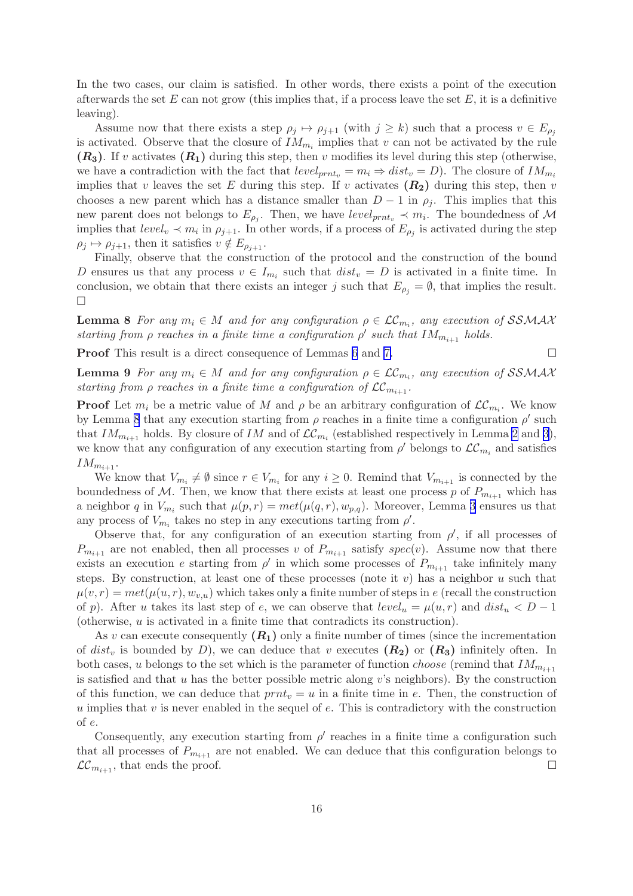In the two cases, our claim is satisfied. In other words, there exists a point of the execution afterwards the set $E$ can not grow (this implies that, if a process leave the set $E$, it is a definitive leaving).

Assume now that there exists a step $\rho_j \mapsto \rho_{j+1}$ (with $j \geq k$) such that a process $v \in E_{\rho_j}$ is activated. Observe that the closure of $IM_{m_i}$ implies that $v$ can not be activated by the rule $\boldsymbol{(R_3)}$. If $v$ activates $\boldsymbol{(R_1)}$ during this step, then $v$ modifies its level during this step (otherwise, we have a contradiction with the fact that $level_{prnt_v} = m_i \Rightarrow dist_v = D$). The closure of $IM_{m_i}$ implies that $v$ leaves the set $E$ during this step. If $v$ activates $\boldsymbol{(R_2)}$ during this step, then $v$ chooses a new parent which has a distance smaller than $D-1$ in $\rho_j$. This implies that this new parent does not belongs to $E_{\rho_j}$. Then, we have $level_{prnt_v} \prec m_i$. The boundedness of $\mathcal{M}$ implies that $level_v \prec m_i$ in $\rho_{j+1}$. In other words, if a process of $E_{\rho_j}$ is activated during the step $\rho_j \mapsto \rho_{j+1}$, then it satisfies $v \notin E_{\rho_{j+1}}$.

Finally, observe that the construction of the protocol and the construction of the bound $D$ ensures us that any process $v \in I_{m_i}$ such that $dist_v = D$ is activated in a finite time. In conclusion, we obtain that there exists an integer $j$ such that $E_{\rho_j} = \emptyset$, that implies the result.
□

**Lemma 8** *For any $m_i \in M$ and for any configuration $\rho \in \mathcal{LC}_{m_i}$, any execution of $\mathcal{SSMAX}$ starting from $\rho$ reaches in a finite time a configuration $\rho'$ such that $IM_{m_{i+1}}$ holds.*

**Proof** This result is a direct consequence of Lemmas 6 and 7. □

**Lemma 9** *For any $m_i \in M$ and for any configuration $\rho \in \mathcal{LC}_{m_i}$, any execution of $\mathcal{SSMAX}$ starting from $\rho$ reaches in a finite time a configuration of $\mathcal{LC}_{m_{i+1}}$.*

**Proof** Let $m_i$ be a metric value of $M$ and $\rho$ be an arbitrary configuration of $\mathcal{LC}_{m_i}$. We know by Lemma 8 that any execution starting from $\rho$ reaches in a finite time a configuration $\rho'$ such that $IM_{m_{i+1}}$ holds. By closure of $IM$ and of $\mathcal{LC}_{m_i}$ (established respectively in Lemma 2 and 3), we know that any configuration of any execution starting from $\rho'$ belongs to $\mathcal{LC}_{m_i}$ and satisfies $IM_{m_{i+1}}$.

We know that $V_{m_i} \neq \emptyset$ since $r \in V_{m_i}$ for any $i \geq 0$. Remind that $V_{m_{i+1}}$ is connected by the boundedness of $\mathcal{M}$. Then, we know that there exists at least one process $p$ of $P_{m_{i+1}}$ which has a neighbor $q$ in $V_{m_i}$ such that $\mu(p,r) = met(\mu(q,r), w_{p,q})$. Moreover, Lemma 3 ensures us that any process of $V_{m_i}$ takes no step in any executions tarting from $\rho'$.

Observe that, for any configuration of an execution starting from $\rho'$, if all processes of $P_{m_{i+1}}$ are not enabled, then all processes $v$ of $P_{m_{i+1}}$ satisfy $spec(v)$. Assume now that there exists an execution $e$ starting from $\rho'$ in which some processes of $P_{m_{i+1}}$ take infinitely many steps. By construction, at least one of these processes (note it $v$) has a neighbor $u$ such that $\mu(v,r) = met(\mu(u,r), w_{v,u})$ which takes only a finite number of steps in $e$ (recall the construction of $p$). After $u$ takes its last step of $e$, we can observe that $level_u = \mu(u,r)$ and $dist_u < D-1$ (otherwise, $u$ is activated in a finite time that contradicts its construction).

As $v$ can execute consequently $\boldsymbol{(R_1)}$ only a finite number of times (since the incrementation of $dist_v$ is bounded by $D$), we can deduce that $v$ executes $\boldsymbol{(R_2)}$ or $\boldsymbol{(R_3)}$ infinitely often. In both cases, $u$ belongs to the set which is the parameter of function *choose* (remind that $IM_{m_{i+1}}$ is satisfied and that $u$ has the better possible metric along $v$'s neighbors). By the construction of this function, we can deduce that $prnt_v = u$ in a finite time in $e$. Then, the construction of $u$ implies that $v$ is never enabled in the sequel of $e$. This is contradictory with the construction of $e$.

Consequently, any execution starting from $\rho'$ reaches in a finite time a configuration such that all processes of $P_{m_{i+1}}$ are not enabled. We can deduce that this configuration belongs to $\mathcal{LC}_{m_{i+1}}$, that ends the proof. □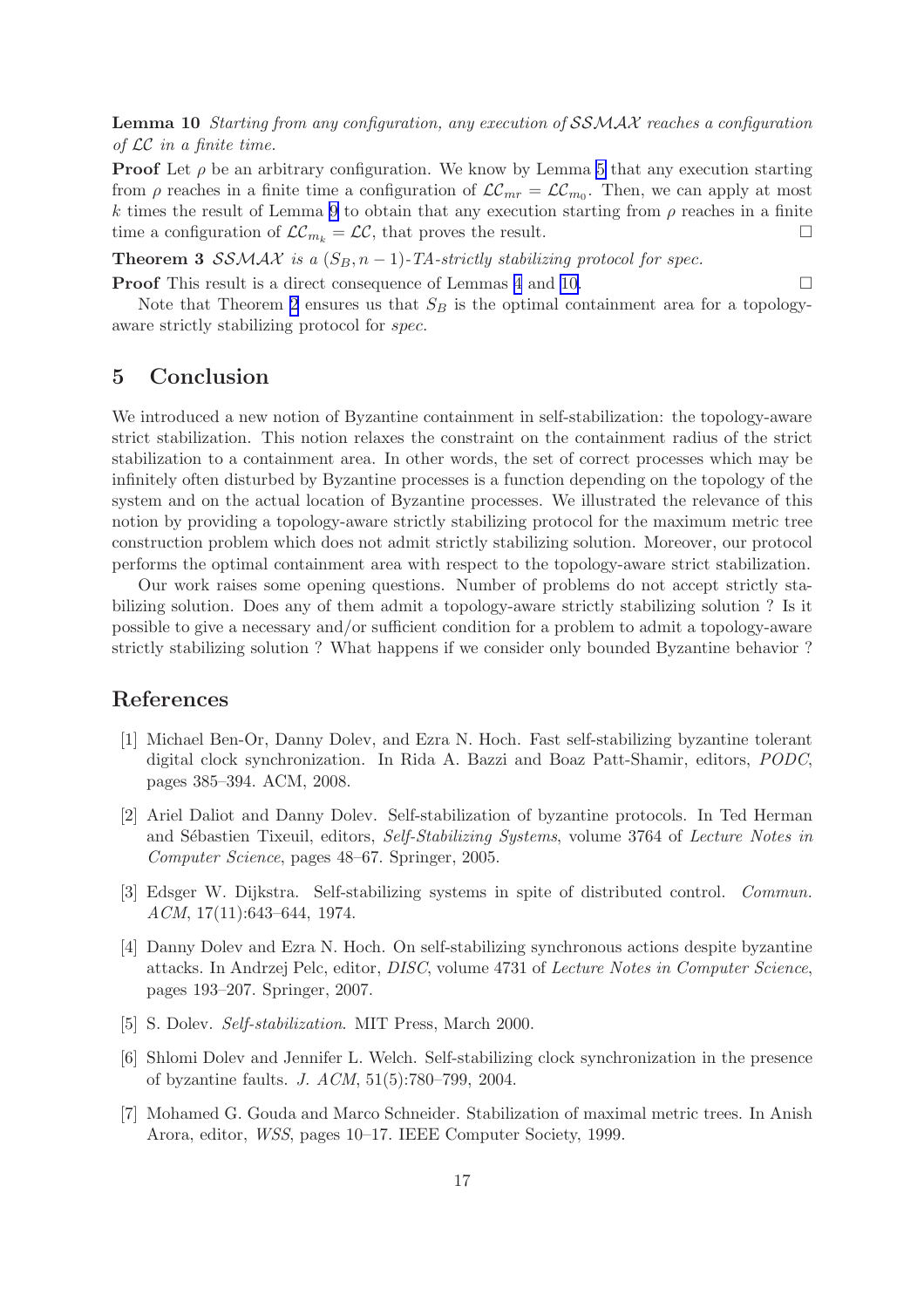**Lemma 10** *Starting from any configuration, any execution of $\mathcal{SSMAX}$ reaches a configuration of $\mathcal{LC}$ in a finite time.*

**Proof** Let $\rho$ be an arbitrary configuration. We know by Lemma 5 that any execution starting from $\rho$ reaches in a finite time a configuration of $\mathcal{LC}_{mr} = \mathcal{LC}_{m_0}$. Then, we can apply at most $k$ times the result of Lemma 9 to obtain that any execution starting from $\rho$ reaches in a finite time a configuration of $\mathcal{LC}_{m_k} = \mathcal{LC}$, that proves the result. □

**Theorem 3** *$\mathcal{SSMAX}$ is a $(S_B, n-1)$-TA-strictly stabilizing protocol for spec.*

**Proof** This result is a direct consequence of Lemmas 4 and 10. □

Note that Theorem 2 ensures us that $S_B$ is the optimal containment area for a topology-aware strictly stabilizing protocol for *spec*.

## 5 Conclusion

We introduced a new notion of Byzantine containment in self-stabilization: the topology-aware strict stabilization. This notion relaxes the constraint on the containment radius of the strict stabilization to a containment area. In other words, the set of correct processes which may be infinitely often disturbed by Byzantine processes is a function depending on the topology of the system and on the actual location of Byzantine processes. We illustrated the relevance of this notion by providing a topology-aware strictly stabilizing protocol for the maximum metric tree construction problem which does not admit strictly stabilizing solution. Moreover, our protocol performs the optimal containment area with respect to the topology-aware strict stabilization.

Our work raises some opening questions. Number of problems do not accept strictly stabilizing solution. Does any of them admit a topology-aware strictly stabilizing solution ? Is it possible to give a necessary and/or sufficient condition for a problem to admit a topology-aware strictly stabilizing solution ? What happens if we consider only bounded Byzantine behavior ?

## References

[1] Michael Ben-Or, Danny Dolev, and Ezra N. Hoch. Fast self-stabilizing byzantine tolerant digital clock synchronization. In Rida A. Bazzi and Boaz Patt-Shamir, editors, *PODC*, pages 385–394. ACM, 2008.

[2] Ariel Daliot and Danny Dolev. Self-stabilization of byzantine protocols. In Ted Herman and Sébastien Tixeuil, editors, *Self-Stabilizing Systems*, volume 3764 of *Lecture Notes in Computer Science*, pages 48–67. Springer, 2005.

[3] Edsger W. Dijkstra. Self-stabilizing systems in spite of distributed control. *Commun. ACM*, 17(11):643–644, 1974.

[4] Danny Dolev and Ezra N. Hoch. On self-stabilizing synchronous actions despite byzantine attacks. In Andrzej Pelc, editor, *DISC*, volume 4731 of *Lecture Notes in Computer Science*, pages 193–207. Springer, 2007.

[5] S. Dolev. *Self-stabilization*. MIT Press, March 2000.

[6] Shlomi Dolev and Jennifer L. Welch. Self-stabilizing clock synchronization in the presence of byzantine faults. *J. ACM*, 51(5):780–799, 2004.

[7] Mohamed G. Gouda and Marco Schneider. Stabilization of maximal metric trees. In Anish Arora, editor, *WSS*, pages 10–17. IEEE Computer Society, 1999.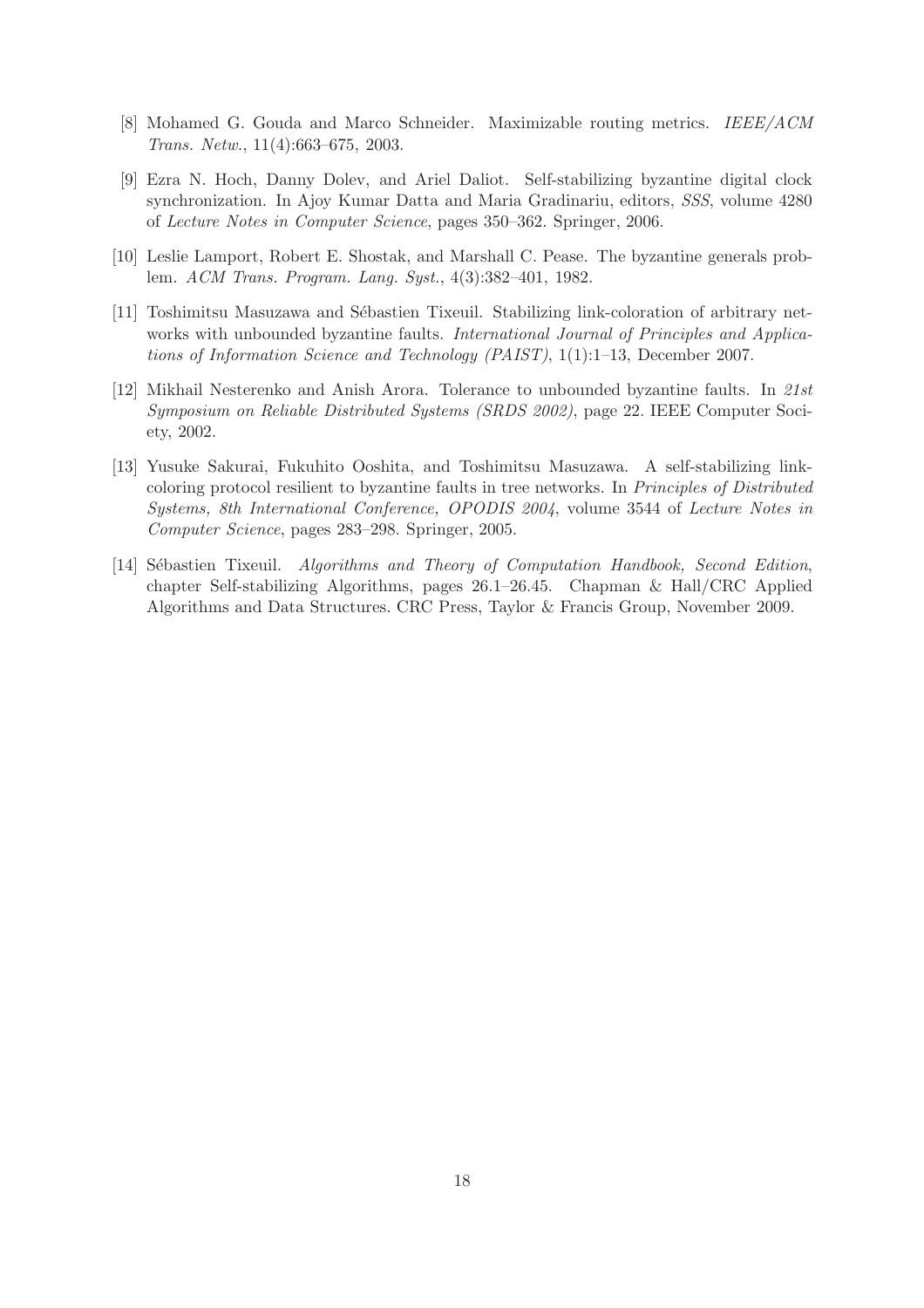[8] Mohamed G. Gouda and Marco Schneider. Maximizable routing metrics. *IEEE/ACM Trans. Netw.*, 11(4):663–675, 2003.

[9] Ezra N. Hoch, Danny Dolev, and Ariel Daliot. Self-stabilizing byzantine digital clock synchronization. In Ajoy Kumar Datta and Maria Gradinariu, editors, *SSS*, volume 4280 of *Lecture Notes in Computer Science*, pages 350–362. Springer, 2006.

[10] Leslie Lamport, Robert E. Shostak, and Marshall C. Pease. The byzantine generals problem. *ACM Trans. Program. Lang. Syst.*, 4(3):382–401, 1982.

[11] Toshimitsu Masuzawa and Sébastien Tixeuil. Stabilizing link-coloration of arbitrary networks with unbounded byzantine faults. *International Journal of Principles and Applications of Information Science and Technology (PAIST)*, 1(1):1–13, December 2007.

[12] Mikhail Nesterenko and Anish Arora. Tolerance to unbounded byzantine faults. In *21st Symposium on Reliable Distributed Systems (SRDS 2002)*, page 22. IEEE Computer Society, 2002.

[13] Yusuke Sakurai, Fukuhito Ooshita, and Toshimitsu Masuzawa. A self-stabilizing link-coloring protocol resilient to byzantine faults in tree networks. In *Principles of Distributed Systems, 8th International Conference, OPODIS 2004*, volume 3544 of *Lecture Notes in Computer Science*, pages 283–298. Springer, 2005.

[14] Sébastien Tixeuil. *Algorithms and Theory of Computation Handbook, Second Edition*, chapter Self-stabilizing Algorithms, pages 26.1–26.45. Chapman & Hall/CRC Applied Algorithms and Data Structures. CRC Press, Taylor & Francis Group, November 2009.